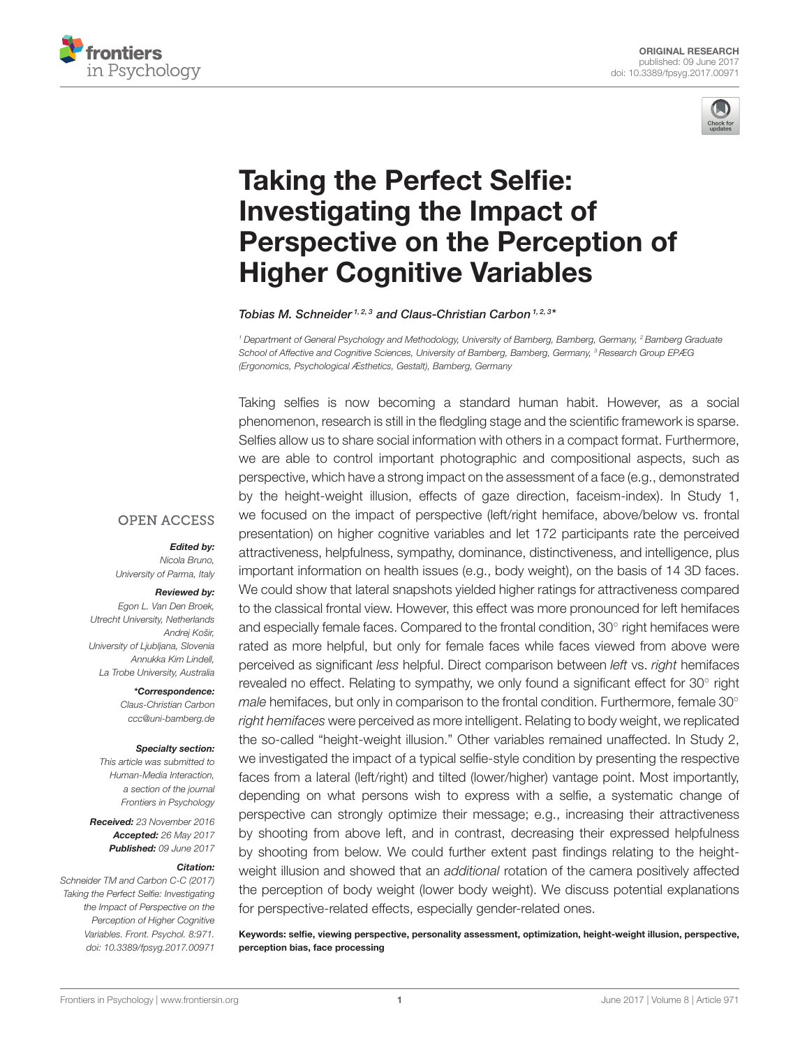ORIGINAL RESEARCH
published: 09 June 2017
doi: 10.3389/fpsyg.2017.00971

# Taking the Perfect Selfie: Investigating the Impact of Perspective on the Perception of Higher Cognitive Variables

*Tobias M. Schneider[1,2,3] and Claus-Christian Carbon[1,2,3]\**

[1] Department of General Psychology and Methodology, University of Bamberg, Bamberg, Germany, [2] Bamberg Graduate School of Affective and Cognitive Sciences, University of Bamberg, Bamberg, Germany, [3] Research Group EPÆG (Ergonomics, Psychological Æsthetics, Gestalt), Bamberg, Germany

Taking selfies is now becoming a standard human habit. However, as a social phenomenon, research is still in the fledgling stage and the scientific framework is sparse. Selfies allow us to share social information with others in a compact format. Furthermore, we are able to control important photographic and compositional aspects, such as perspective, which have a strong impact on the assessment of a face (e.g., demonstrated by the height-weight illusion, effects of gaze direction, faceism-index). In Study 1, we focused on the impact of perspective (left/right hemiface, above/below vs. frontal presentation) on higher cognitive variables and let 172 participants rate the perceived attractiveness, helpfulness, sympathy, dominance, distinctiveness, and intelligence, plus important information on health issues (e.g., body weight), on the basis of 14 3D faces. We could show that lateral snapshots yielded higher ratings for attractiveness compared to the classical frontal view. However, this effect was more pronounced for left hemifaces and especially female faces. Compared to the frontal condition, 30° right hemifaces were rated as more helpful, but only for female faces while faces viewed from above were perceived as significant *less* helpful. Direct comparison between *left* vs. *right* hemifaces revealed no effect. Relating to sympathy, we only found a significant effect for 30° right *male* hemifaces, but only in comparison to the frontal condition. Furthermore, female 30° *right hemifaces* were perceived as more intelligent. Relating to body weight, we replicated the so-called "height-weight illusion." Other variables remained unaffected. In Study 2, we investigated the impact of a typical selfie-style condition by presenting the respective faces from a lateral (left/right) and tilted (lower/higher) vantage point. Most importantly, depending on what persons wish to express with a selfie, a systematic change of perspective can strongly optimize their message; e.g., increasing their attractiveness by shooting from above left, and in contrast, decreasing their expressed helpfulness by shooting from below. We could further extent past findings relating to the height-weight illusion and showed that an *additional* rotation of the camera positively affected the perception of body weight (lower body weight). We discuss potential explanations for perspective-related effects, especially gender-related ones.

**Keywords: selfie, viewing perspective, personality assessment, optimization, height-weight illusion, perspective, perception bias, face processing**

OPEN ACCESS

***Edited by:***
Nicola Bruno,
University of Parma, Italy

***Reviewed by:***
Egon L. Van Den Broek,
Utrecht University, Netherlands
Andrej Košir,
University of Ljubljana, Slovenia
Annukka Kim Lindell,
La Trobe University, Australia

***\*Correspondence:***
Claus-Christian Carbon
ccc@uni-bamberg.de

***Specialty section:***
This article was submitted to Human-Media Interaction, a section of the journal Frontiers in Psychology

**Received:** 23 November 2016
**Accepted:** 26 May 2017
**Published:** 09 June 2017

***Citation:***
Schneider TM and Carbon C-C (2017) Taking the Perfect Selfie: Investigating the Impact of Perspective on the Perception of Higher Cognitive Variables. Front. Psychol. 8:971. doi: 10.3389/fpsyg.2017.00971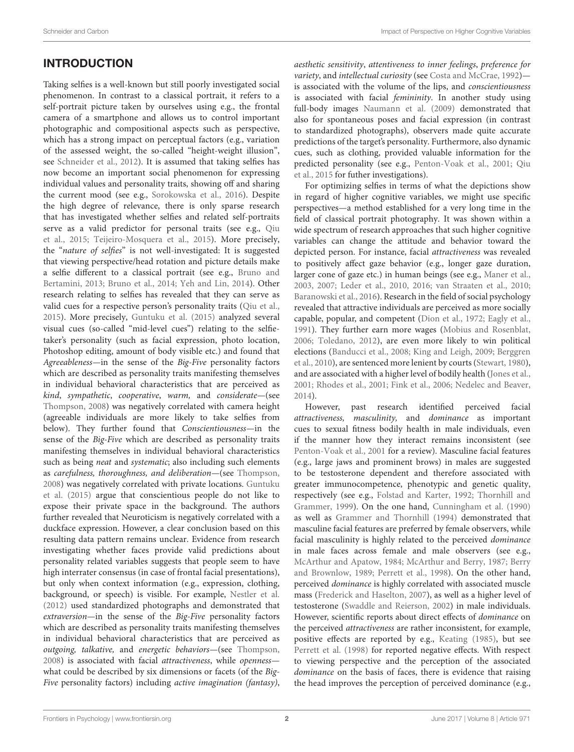## INTRODUCTION

Taking selfies is a well-known but still poorly investigated social phenomenon. In contrast to a classical portrait, it refers to a self-portrait picture taken by ourselves using e.g., the frontal camera of a smartphone and allows us to control important photographic and compositional aspects such as perspective, which has a strong impact on perceptual factors (e.g., variation of the assessed weight, the so-called "height-weight illusion", see Schneider et al., 2012). It is assumed that taking selfies has now become an important social phenomenon for expressing individual values and personality traits, showing off and sharing the current mood (see e.g., Sorokowska et al., 2016). Despite the high degree of relevance, there is only sparse research that has investigated whether selfies and related self-portraits serve as a valid predictor for personal traits (see e.g., Qiu et al., 2015; Teijeiro-Mosquera et al., 2015). More precisely, the "*nature of selfies*" is not well-investigated: It is suggested that viewing perspective/head rotation and picture details make a selfie different to a classical portrait (see e.g., Bruno and Bertamini, 2013; Bruno et al., 2014; Yeh and Lin, 2014). Other research relating to selfies has revealed that they can serve as valid cues for a respective person's personality traits (Qiu et al., 2015). More precisely, Guntuku et al. (2015) analyzed several visual cues (so-called "mid-level cues") relating to the selfie-taker's personality (such as facial expression, photo location, Photoshop editing, amount of body visible etc.) and found that *Agreeableness*—in the sense of the *Big-Five* personality factors which are described as personality traits manifesting themselves in individual behavioral characteristics that are perceived as *kind*, *sympathetic*, *cooperative*, *warm,* and *considerate*—(see Thompson, 2008) was negatively correlated with camera height (agreeable individuals are more likely to take selfies from below). They further found that *Conscientiousness*—in the sense of the *Big-Five* which are described as personality traits manifesting themselves in individual behavioral characteristics such as being *neat* and *systematic*; also including such elements as *carefulness, thoroughness, and deliberation*—(see Thompson, 2008) was negatively correlated with private locations. Guntuku et al. (2015) argue that conscientious people do not like to expose their private space in the background. The authors further revealed that Neuroticism is negatively correlated with a duckface expression. However, a clear conclusion based on this resulting data pattern remains unclear. Evidence from research investigating whether faces provide valid predictions about personality related variables suggests that people seem to have high interrater consensus (in case of frontal facial presentations), but only when context information (e.g., expression, clothing, background, or speech) is visible. For example, Nestler et al. (2012) used standardized photographs and demonstrated that *extraversion*—in the sense of the *Big-Five* personality factors which are described as personality traits manifesting themselves in individual behavioral characteristics that are perceived as *outgoing, talkative,* and *energetic behaviors*—(see Thompson, 2008) is associated with facial *attractiveness*, while *openness*—what could be described by six dimensions or facets (of the *Big-Five* personality factors) including *active imagination (fantasy)*, *aesthetic sensitivity*, *attentiveness to inner feelings*, *preference for variety*, and *intellectual curiosity* (see Costa and McCrae, 1992)—is associated with the volume of the lips, and *conscientiousness* is associated with facial *femininity*. In another study using full-body images Naumann et al. (2009) demonstrated that also for spontaneous poses and facial expression (in contrast to standardized photographs), observers made quite accurate predictions of the target's personality. Furthermore, also dynamic cues, such as clothing, provided valuable information for the predicted personality (see e.g., Penton-Voak et al., 2001; Qiu et al., 2015 for futher investigations).

For optimizing selfies in terms of what the depictions show in regard of higher cognitive variables, we might use specific perspectives—a method established for a very long time in the field of classical portrait photography. It was shown within a wide spectrum of research approaches that such higher cognitive variables can change the attitude and behavior toward the depicted person. For instance, facial *attractiveness* was revealed to positively affect gaze behavior (e.g., longer gaze duration, larger cone of gaze etc.) in human beings (see e.g., Maner et al., 2003, 2007; Leder et al., 2010, 2016; van Straaten et al., 2010; Baranowski et al., 2016). Research in the field of social psychology revealed that attractive individuals are perceived as more socially capable, popular, and competent (Dion et al., 1972; Eagly et al., 1991). They further earn more wages (Mobius and Rosenblat, 2006; Toledano, 2012), are even more likely to win political elections (Banducci et al., 2008; King and Leigh, 2009; Berggren et al., 2010), are sentenced more lenient by courts (Stewart, 1980), and are associated with a higher level of bodily health (Jones et al., 2001; Rhodes et al., 2001; Fink et al., 2006; Nedelec and Beaver, 2014).

However, past research identified perceived facial *attractiveness, masculinity,* and *dominance* as important cues to sexual fitness bodily health in male individuals, even if the manner how they interact remains inconsistent (see Penton-Voak et al., 2001 for a review). Masculine facial features (e.g., large jaws and prominent brows) in males are suggested to be testosterone dependent and therefore associated with greater immunocompetence, phenotypic and genetic quality, respectively (see e.g., Folstad and Karter, 1992; Thornhill and Grammer, 1999). On the one hand, Cunningham et al. (1990) as well as Grammer and Thornhill (1994) demonstrated that masculine facial features are preferred by female observers, while facial masculinity is highly related to the perceived *dominance* in male faces across female and male observers (see e.g., McArthur and Apatow, 1984; McArthur and Berry, 1987; Berry and Brownlow, 1989; Perrett et al., 1998). On the other hand, perceived *dominance* is highly correlated with associated muscle mass (Frederick and Haselton, 2007), as well as a higher level of testosterone (Swaddle and Reierson, 2002) in male individuals. However, scientific reports about direct effects of *dominance* on the perceived *attractiveness* are rather inconsistent, for example, positive effects are reported by e.g., Keating (1985), but see Perrett et al. (1998) for reported negative effects. With respect to viewing perspective and the perception of the associated *dominance* on the basis of faces, there is evidence that raising the head improves the perception of perceived dominance (e.g.,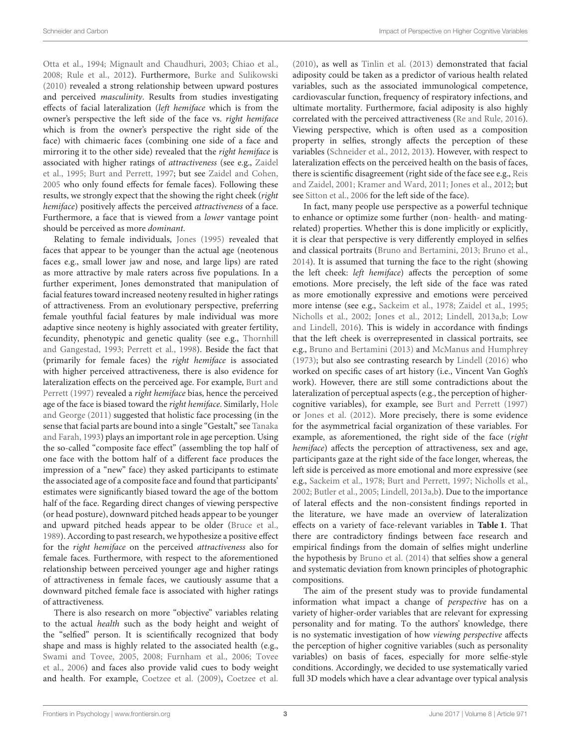Otta et al., 1994; Mignault and Chaudhuri, 2003; Chiao et al., 2008; Rule et al., 2012). Furthermore, Burke and Sulikowski (2010) revealed a strong relationship between upward postures and perceived *masculinity*. Results from studies investigating effects of facial lateralization (*left hemiface* which is from the owner's perspective the left side of the face vs. *right hemiface* which is from the owner's perspective the right side of the face) with chimaeric faces (combining one side of a face and mirroring it to the other side) revealed that the *right hemiface* is associated with higher ratings of *attractiveness* (see e.g., Zaidel et al., 1995; Burt and Perrett, 1997; but see Zaidel and Cohen, 2005 who only found effects for female faces). Following these results, we strongly expect that the showing the right cheek (*right hemiface*) positively affects the perceived *attractiveness* of a face. Furthermore, a face that is viewed from a *lower* vantage point should be perceived as more *dominant*.

Relating to female individuals, Jones (1995) revealed that faces that appear to be younger than the actual age (neotenous faces e.g., small lower jaw and nose, and large lips) are rated as more attractive by male raters across five populations. In a further experiment, Jones demonstrated that manipulation of facial features toward increased neoteny resulted in higher ratings of attractiveness. From an evolutionary perspective, preferring female youthful facial features by male individual was more adaptive since neoteny is highly associated with greater fertility, fecundity, phenotypic and genetic quality (see e.g., Thornhill and Gangestad, 1993; Perrett et al., 1998). Beside the fact that (primarily for female faces) the *right hemiface* is associated with higher perceived attractiveness, there is also evidence for lateralization effects on the perceived age. For example, Burt and Perrett (1997) revealed a *right hemiface* bias, hence the perceived age of the face is biased toward the *right hemiface*. Similarly, Hole and George (2011) suggested that holistic face processing (in the sense that facial parts are bound into a single "Gestalt," see Tanaka and Farah, 1993) plays an important role in age perception. Using the so-called "composite face effect" (assembling the top half of one face with the bottom half of a different face produces the impression of a "new" face) they asked participants to estimate the associated age of a composite face and found that participants' estimates were significantly biased toward the age of the bottom half of the face. Regarding direct changes of viewing perspective (or head posture), downward pitched heads appear to be younger and upward pitched heads appear to be older (Bruce et al., 1989). According to past research, we hypothesize a positive effect for the *right hemiface* on the perceived *attractiveness* also for female faces. Furthermore, with respect to the aforementioned relationship between perceived younger age and higher ratings of attractiveness in female faces, we cautiously assume that a downward pitched female face is associated with higher ratings of attractiveness.

There is also research on more "objective" variables relating to the actual *health* such as the body height and weight of the "selfied" person. It is scientifically recognized that body shape and mass is highly related to the associated health (e.g., Swami and Tovee, 2005, 2008; Furnham et al., 2006; Tovee et al., 2006) and faces also provide valid cues to body weight and health. For example, Coetzee et al. (2009), Coetzee et al. (2010), as well as Tinlin et al. (2013) demonstrated that facial adiposity could be taken as a predictor of various health related variables, such as the associated immunological competence, cardiovascular function, frequency of respiratory infections, and ultimate mortality. Furthermore, facial adiposity is also highly correlated with the perceived attractiveness (Re and Rule, 2016). Viewing perspective, which is often used as a composition property in selfies, strongly affects the perception of these variables (Schneider et al., 2012, 2013). However, with respect to lateralization effects on the perceived health on the basis of faces, there is scientific disagreement (right side of the face see e.g., Reis and Zaidel, 2001; Kramer and Ward, 2011; Jones et al., 2012; but see Sitton et al., 2006 for the left side of the face).

In fact, many people use perspective as a powerful technique to enhance or optimize some further (non- health- and mating-related) properties. Whether this is done implicitly or explicitly, it is clear that perspective is very differently employed in selfies and classical portraits (Bruno and Bertamini, 2013; Bruno et al., 2014). It is assumed that turning the face to the right (showing the left cheek: *left hemiface*) affects the perception of some emotions. More precisely, the left side of the face was rated as more emotionally expressive and emotions were perceived more intense (see e.g., Sackeim et al., 1978; Zaidel et al., 1995; Nicholls et al., 2002; Jones et al., 2012; Lindell, 2013a,b; Low and Lindell, 2016). This is widely in accordance with findings that the left cheek is overrepresented in classical portraits, see e.g., Bruno and Bertamini (2013) and McManus and Humphrey (1973); but also see contrasting research by Lindell (2016) who worked on specific cases of art history (i.e., Vincent Van Gogh's work). However, there are still some contradictions about the lateralization of perceptual aspects (e.g., the perception of higher-cognitive variables), for example, see Burt and Perrett (1997) or Jones et al. (2012). More precisely, there is some evidence for the asymmetrical facial organization of these variables. For example, as aforementioned, the right side of the face (*right hemiface*) affects the perception of attractiveness, sex and age, participants gaze at the right side of the face longer, whereas, the left side is perceived as more emotional and more expressive (see e.g., Sackeim et al., 1978; Burt and Perrett, 1997; Nicholls et al., 2002; Butler et al., 2005; Lindell, 2013a,b). Due to the importance of lateral effects and the non-consistent findings reported in the literature, we have made an overview of lateralization effects on a variety of face-relevant variables in **Table 1**. That there are contradictory findings between face research and empirical findings from the domain of selfies might underline the hypothesis by Bruno et al. (2014) that selfies show a general and systematic deviation from known principles of photographic compositions.

The aim of the present study was to provide fundamental information what impact a change of *perspective* has on a variety of higher-order variables that are relevant for expressing personality and for mating. To the authors' knowledge, there is no systematic investigation of how *viewing perspective* affects the perception of higher cognitive variables (such as personality variables) on basis of faces, especially for more selfie-style conditions. Accordingly, we decided to use systematically varied full 3D models which have a clear advantage over typical analysis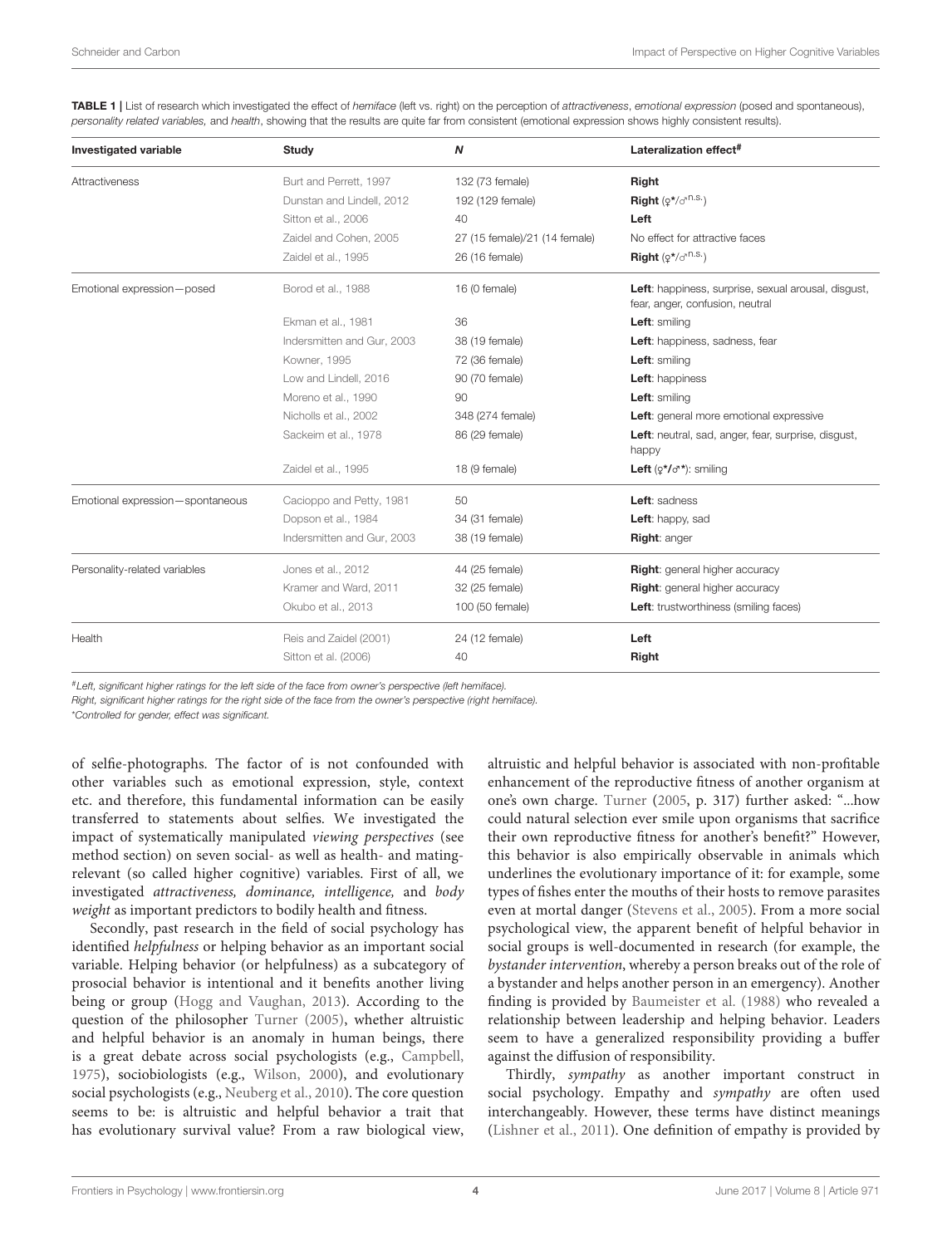**TABLE 1 |** List of research which investigated the effect of *hemiface* (left vs. right) on the perception of *attractiveness*, *emotional expression* (posed and spontaneous), *personality related variables,* and *health*, showing that the results are quite far from consistent (emotional expression shows highly consistent results).

| Investigated variable | Study | N | Lateralization effect# |
|---|---|---|---|
| Attractiveness | Burt and Perrett, 1997 | 132 (73 female) | **Right** |
| | Dunstan and Lindell, 2012 | 192 (129 female) | **Right** (♀*/♂n.s.) |
| | Sitton et al., 2006 | 40 | **Left** |
| | Zaidel and Cohen, 2005 | 27 (15 female)/21 (14 female) | No effect for attractive faces |
| | Zaidel et al., 1995 | 26 (16 female) | **Right** (♀*/♂n.s.) |
| Emotional expression—posed | Borod et al., 1988 | 16 (0 female) | **Left**: happiness, surprise, sexual arousal, disgust, fear, anger, confusion, neutral |
| | Ekman et al., 1981 | 36 | **Left**: smiling |
| | Indersmitten and Gur, 2003 | 38 (19 female) | **Left**: happiness, sadness, fear |
| | Kowner, 1995 | 72 (36 female) | **Left**: smiling |
| | Low and Lindell, 2016 | 90 (70 female) | **Left**: happiness |
| | Moreno et al., 1990 | 90 | **Left**: smiling |
| | Nicholls et al., 2002 | 348 (274 female) | **Left**: general more emotional expressive |
| | Sackeim et al., 1978 | 86 (29 female) | **Left**: neutral, sad, anger, fear, surprise, disgust, happy |
| | Zaidel et al., 1995 | 18 (9 female) | **Left** (♀*/♂*): smiling |
| Emotional expression—spontaneous | Cacioppo and Petty, 1981 | 50 | **Left**: sadness |
| | Dopson et al., 1984 | 34 (31 female) | **Left**: happy, sad |
| | Indersmitten and Gur, 2003 | 38 (19 female) | **Right**: anger |
| Personality-related variables | Jones et al., 2012 | 44 (25 female) | **Right**: general higher accuracy |
| | Kramer and Ward, 2011 | 32 (25 female) | **Right**: general higher accuracy |
| | Okubo et al., 2013 | 100 (50 female) | **Left**: trustworthiness (smiling faces) |
| Health | Reis and Zaidel (2001) | 24 (12 female) | **Left** |
| | Sitton et al. (2006) | 40 | **Right** |

*#Left, significant higher ratings for the left side of the face from owner's perspective (left hemiface).*
*Right, significant higher ratings for the right side of the face from the owner's perspective (right hemiface).*
*\*Controlled for gender, effect was significant.*

of selfie-photographs. The factor of is not confounded with other variables such as emotional expression, style, context etc. and therefore, this fundamental information can be easily transferred to statements about selfies. We investigated the impact of systematically manipulated *viewing perspectives* (see method section) on seven social- as well as health- and mating-relevant (so called higher cognitive) variables. First of all, we investigated *attractiveness, dominance, intelligence,* and *body weight* as important predictors to bodily health and fitness.

Secondly, past research in the field of social psychology has identified *helpfulness* or helping behavior as an important social variable. Helping behavior (or helpfulness) as a subcategory of prosocial behavior is intentional and it benefits another living being or group (Hogg and Vaughan, 2013). According to the question of the philosopher Turner (2005), whether altruistic and helpful behavior is an anomaly in human beings, there is a great debate across social psychologists (e.g., Campbell, 1975), sociobiologists (e.g., Wilson, 2000), and evolutionary social psychologists (e.g., Neuberg et al., 2010). The core question seems to be: is altruistic and helpful behavior a trait that has evolutionary survival value? From a raw biological view, altruistic and helpful behavior is associated with non-profitable enhancement of the reproductive fitness of another organism at one's own charge. Turner (2005, p. 317) further asked: "...how could natural selection ever smile upon organisms that sacrifice their own reproductive fitness for another's benefit?" However, this behavior is also empirically observable in animals which underlines the evolutionary importance of it: for example, some types of fishes enter the mouths of their hosts to remove parasites even at mortal danger (Stevens et al., 2005). From a more social psychological view, the apparent benefit of helpful behavior in social groups is well-documented in research (for example, the *bystander intervention*, whereby a person breaks out of the role of a bystander and helps another person in an emergency). Another finding is provided by Baumeister et al. (1988) who revealed a relationship between leadership and helping behavior. Leaders seem to have a generalized responsibility providing a buffer against the diffusion of responsibility.

Thirdly, *sympathy* as another important construct in social psychology. Empathy and *sympathy* are often used interchangeably. However, these terms have distinct meanings (Lishner et al., 2011). One definition of empathy is provided by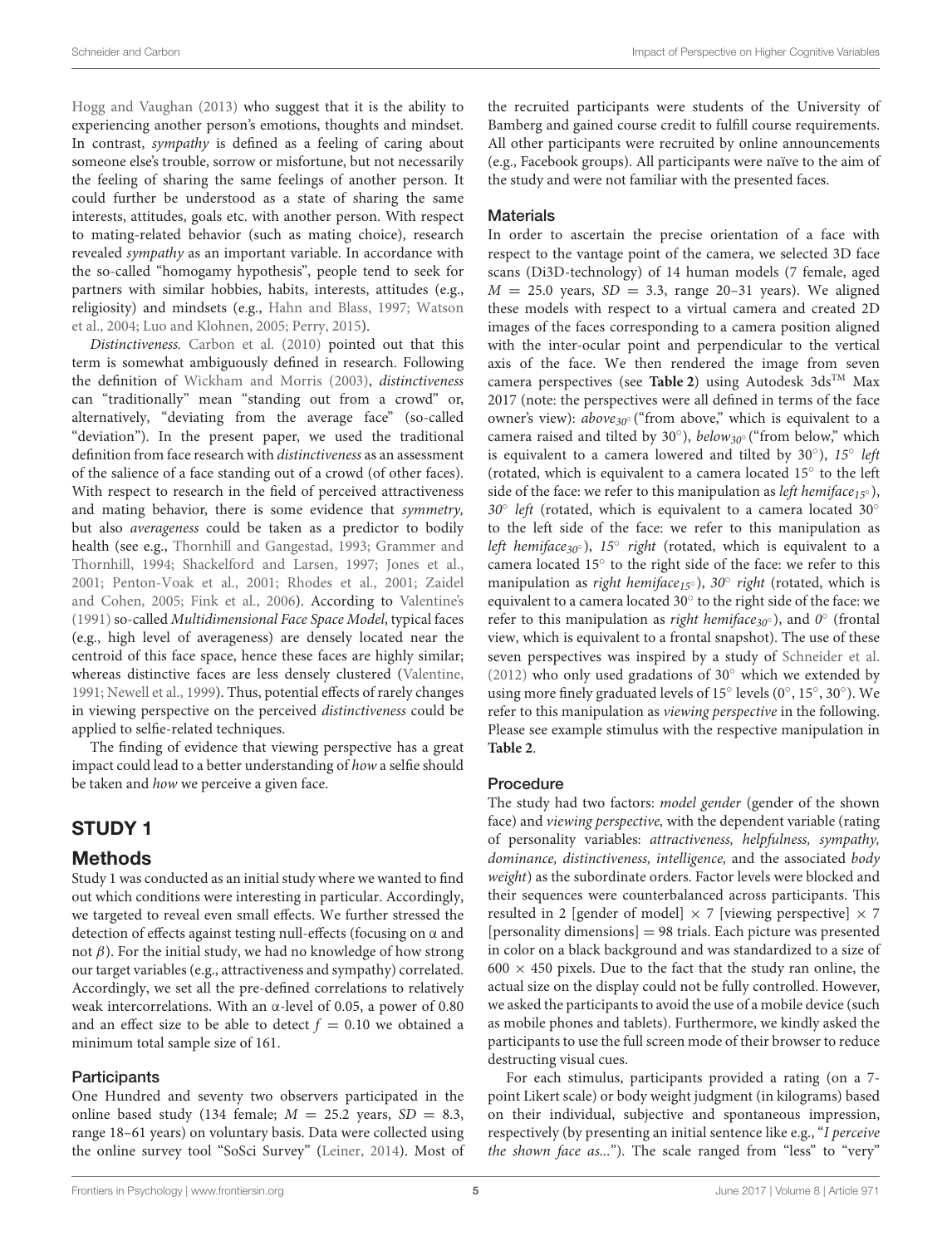Hogg and Vaughan (2013) who suggest that it is the ability to experiencing another person's emotions, thoughts and mindset. In contrast, *sympathy* is defined as a feeling of caring about someone else's trouble, sorrow or misfortune, but not necessarily the feeling of sharing the same feelings of another person. It could further be understood as a state of sharing the same interests, attitudes, goals etc. with another person. With respect to mating-related behavior (such as mating choice), research revealed *sympathy* as an important variable. In accordance with the so-called "homogamy hypothesis", people tend to seek for partners with similar hobbies, habits, interests, attitudes (e.g., religiosity) and mindsets (e.g., Hahn and Blass, 1997; Watson et al., 2004; Luo and Klohnen, 2005; Perry, 2015).

*Distinctiveness.* Carbon et al. (2010) pointed out that this term is somewhat ambiguously defined in research. Following the definition of Wickham and Morris (2003), *distinctiveness* can "traditionally" mean "standing out from a crowd" or, alternatively, "deviating from the average face" (so-called "deviation"). In the present paper, we used the traditional definition from face research with *distinctiveness* as an assessment of the salience of a face standing out of a crowd (of other faces). With respect to research in the field of perceived attractiveness and mating behavior, there is some evidence that *symmetry,* but also *averageness* could be taken as a predictor to bodily health (see e.g., Thornhill and Gangestad, 1993; Grammer and Thornhill, 1994; Shackelford and Larsen, 1997; Jones et al., 2001; Penton-Voak et al., 2001; Rhodes et al., 2001; Zaidel and Cohen, 2005; Fink et al., 2006). According to Valentine's (1991) so-called *Multidimensional Face Space Model*, typical faces (e.g., high level of averageness) are densely located near the centroid of this face space, hence these faces are highly similar; whereas distinctive faces are less densely clustered (Valentine, 1991; Newell et al., 1999). Thus, potential effects of rarely changes in viewing perspective on the perceived *distinctiveness* could be applied to selfie-related techniques.

The finding of evidence that viewing perspective has a great impact could lead to a better understanding of *how* a selfie should be taken and *how* we perceive a given face.

# STUDY 1

## Methods

Study 1 was conducted as an initial study where we wanted to find out which conditions were interesting in particular. Accordingly, we targeted to reveal even small effects. We further stressed the detection of effects against testing null-effects (focusing on α and not β). For the initial study, we had no knowledge of how strong our target variables (e.g., attractiveness and sympathy) correlated. Accordingly, we set all the pre-defined correlations to relatively weak intercorrelations. With an α-level of 0.05, a power of 0.80 and an effect size to be able to detect $f = 0.10$ we obtained a minimum total sample size of 161.

### Participants

One Hundred and seventy two observers participated in the online based study (134 female; $M = 25.2$ years, $SD = 8.3$, range 18–61 years) on voluntary basis. Data were collected using the online survey tool "SoSci Survey" (Leiner, 2014). Most of the recruited participants were students of the University of Bamberg and gained course credit to fulfill course requirements. All other participants were recruited by online announcements (e.g., Facebook groups). All participants were naïve to the aim of the study and were not familiar with the presented faces.

### Materials

In order to ascertain the precise orientation of a face with respect to the vantage point of the camera, we selected 3D face scans (Di3D-technology) of 14 human models (7 female, aged $M = 25.0$ years, $SD = 3.3$, range 20–31 years). We aligned these models with respect to a virtual camera and created 2D images of the faces corresponding to a camera position aligned with the inter-ocular point and perpendicular to the vertical axis of the face. We then rendered the image from seven camera perspectives (see **Table 2**) using Autodesk 3ds™ Max 2017 (note: the perspectives were all defined in terms of the face owner's view): $above_{30°}$ ("from above," which is equivalent to a camera raised and tilted by 30°), $below_{30°}$ ("from below," which is equivalent to a camera lowered and tilted by 30°), *15° left* (rotated, which is equivalent to a camera located 15° to the left side of the face: we refer to this manipulation as *left hemiface*$_{15°}$), *30° left* (rotated, which is equivalent to a camera located 30° to the left side of the face: we refer to this manipulation as *left hemiface*$_{30°}$), *15° right* (rotated, which is equivalent to a camera located 15° to the right side of the face: we refer to this manipulation as *right hemiface*$_{15°}$), *30° right* (rotated, which is equivalent to a camera located 30° to the right side of the face: we refer to this manipulation as *right hemiface*$_{30°}$), and *0°* (frontal view, which is equivalent to a frontal snapshot). The use of these seven perspectives was inspired by a study of Schneider et al. (2012) who only used gradations of 30° which we extended by using more finely graduated levels of 15° levels (0°, 15°, 30°). We refer to this manipulation as *viewing perspective* in the following. Please see example stimulus with the respective manipulation in **Table 2**.

### Procedure

The study had two factors: *model gender* (gender of the shown face) and *viewing perspective,* with the dependent variable (rating of personality variables: *attractiveness, helpfulness, sympathy, dominance, distinctiveness, intelligence,* and the associated *body weight*) as the subordinate orders. Factor levels were blocked and their sequences were counterbalanced across participants. This resulted in 2 [gender of model] × 7 [viewing perspective] × 7 [personality dimensions] = 98 trials. Each picture was presented in color on a black background and was standardized to a size of 600 × 450 pixels. Due to the fact that the study ran online, the actual size on the display could not be fully controlled. However, we asked the participants to avoid the use of a mobile device (such as mobile phones and tablets). Furthermore, we kindly asked the participants to use the full screen mode of their browser to reduce destructing visual cues.

For each stimulus, participants provided a rating (on a 7-point Likert scale) or body weight judgment (in kilograms) based on their individual, subjective and spontaneous impression, respectively (by presenting an initial sentence like e.g., "*I perceive the shown face as...*"). The scale ranged from "less" to "very"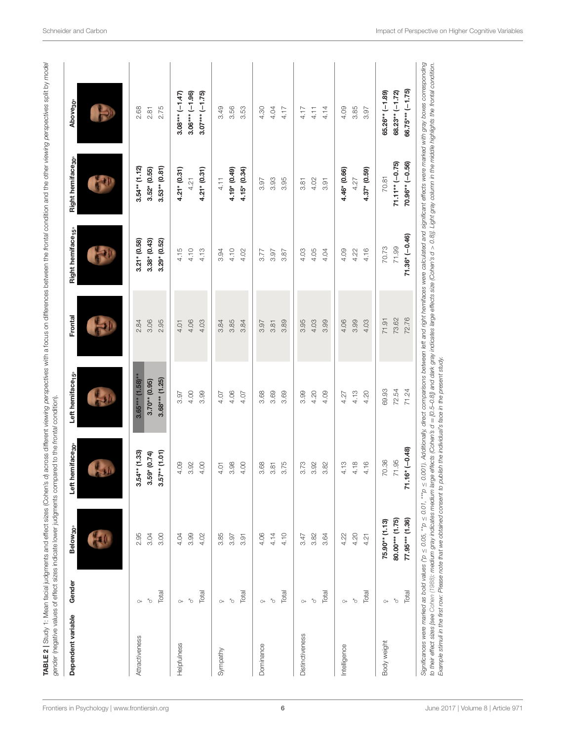**TABLE 2 |** Study 1: Mean facial judgments and effect sizes (Cohen's *d*) across different *viewing perspectives* with a focus on differences between the *frontal* condition and the other *viewing perspectives* split by *model gender* (negative values of effect sizes indicate lower judgments compared to the *frontal* condition).

| Dependent variable | Gender | Below$_{30°}$ | Left hemiface$_{30°}$ | Left hemiface$_{15°}$ | Frontal | Right hemiface$_{15°}$ | Right hemiface$_{30°}$ | Above$_{30°}$ |
|---|---|---|---|---|---|---|---|---|
| Attractiveness | ♀ | 2.95 | **3.54\*\* (1.33)** | **3.65\*\*\* (1.58)\*\*** | 2.84 | **3.21\* (0.58)** | **3.54\*\* (1.12)** | 2.68 |
| | ♂ | 3.04 | **3.59\* (0.74)** | **3.70\*\* (0.95)** | 3.06 | **3.38\* (0.43)** | **3.52\* (0.55)** | 2.81 |
| | Total | 3.00 | **3.57\*\* (1.01)** | **3.68\*\*\* (1.25)** | 2.95 | **3.29\* (0.52)** | **3.53\*\* (0.81)** | 2.75 |
| Helpfulness | ♀ | 4.04 | 4.09 | 3.97 | 4.01 | 4.15 | **4.21\* (0.31)** | **3.08\*\*\* (−1.47)** |
| | ♂ | 3.99 | 3.92 | 4.00 | 4.06 | 4.10 | 4.21 | **3.06\*\*\* (−1.96)** |
| | Total | 4.02 | 4.00 | 3.99 | 4.03 | 4.13 | **4.21\* (0.31)** | **3.07\*\*\* (−1.75)** |
| Sympathy | ♀ | 3.85 | 4.01 | 4.07 | 3.84 | 3.94 | 4.11 | 3.49 |
| | ♂ | 3.97 | 3.98 | 4.06 | 3.85 | 4.10 | **4.19\* (0.49)** | 3.56 |
| | Total | 3.91 | 4.00 | 4.07 | 3.84 | 4.02 | **4.15\* (0.34)** | 3.53 |
| Dominance | ♀ | 4.06 | 3.68 | 3.68 | 3.97 | 3.77 | 3.97 | 4.30 |
| | ♂ | 4.14 | 3.81 | 3.69 | 3.81 | 3.97 | 3.93 | 4.04 |
| | Total | 4.10 | 3.75 | 3.69 | 3.89 | 3.87 | 3.95 | 4.17 |
| Distinctiveness | ♀ | 3.47 | 3.73 | 3.99 | 3.95 | 4.03 | 3.81 | 4.17 |
| | ♂ | 3.82 | 3.92 | 4.20 | 4.03 | 4.05 | 4.02 | 4.11 |
| | Total | 3.64 | 3.82 | 4.09 | 3.99 | 4.04 | 3.91 | 4.14 |
| Intelligence | ♀ | 4.22 | 4.13 | 4.27 | 4.06 | 4.09 | **4.46\* (0.66)** | 4.09 |
| | ♂ | 4.20 | 4.18 | 4.13 | 3.99 | 4.22 | 4.27 | 3.85 |
| | Total | 4.21 | 4.16 | 4.20 | 4.03 | 4.16 | **4.37\* (0.59)** | 3.97 |
| Body weight | ♀ | **75.90\*\* (1.13)** | 70.36 | 69.93 | 71.91 | 70.73 | 70.81 | **65.26\*\* (−1.89)** |
| | ♂ | **80.00\*\*\* (1.75)** | 71.95 | 72.54 | 73.62 | 71.99 | **71.11\*\* (−0.75)** | **68.23\*\* (−1.72)** |
| | Total | **77.95\*\*\* (1.36)** | **71.16\* (−0.48)** | 71.24 | 72.76 | **71.36\* (−0.46)** | **70.96\*\* (−0.56)** | **66.75\*\*\* (−1.75)** |

*Significances were marked as bold values (\*p ≤ 0.05, \*\*p ≤ 0.01, \*\*\*p ≤ 0.001). Additionally, direct comparisons between left and right hemifaces were calculated and significant effects were marked with gray boxes corresponding to their effect sizes [see Cohen (1988); medium gray indicates medium large effects (Cohen's d = [0.5–0.8]) and dark gray indicates large effects size (Cohen's d > 0.8)]. Light gray column in the middle highlights the frontal condition. Example stimuli in the first row: Please note that we obtained consent to publish the individual's face in the present study.*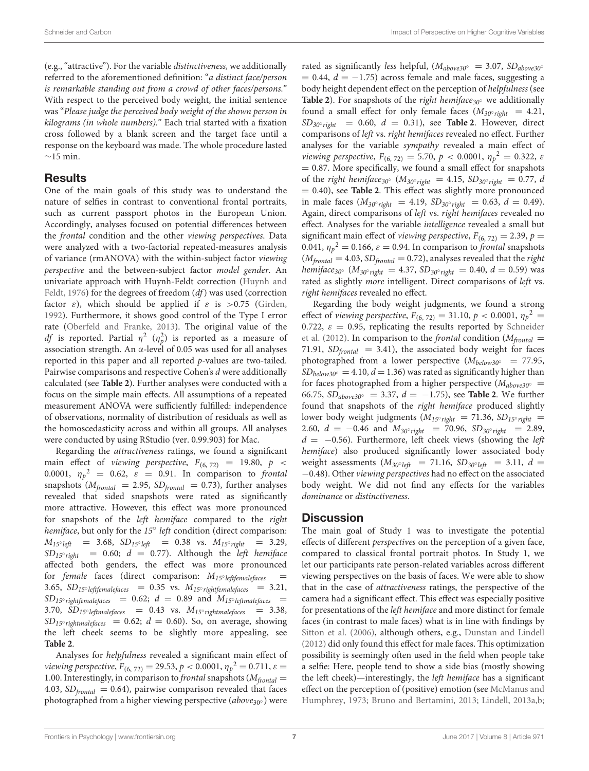(e.g., "attractive"). For the variable *distinctiveness,* we additionally referred to the aforementioned definition: "*a distinct face/person is remarkable standing out from a crowd of other faces/persons.*" With respect to the perceived body weight, the initial sentence was "*Please judge the perceived body weight of the shown person in kilograms (in whole numbers).*" Each trial started with a fixation cross followed by a blank screen and the target face until a response on the keyboard was made. The whole procedure lasted ~15 min.

## Results

One of the main goals of this study was to understand the nature of selfies in contrast to conventional frontal portraits, such as current passport photos in the European Union. Accordingly, analyses focused on potential differences between the *frontal* condition and the other *viewing perspectives.* Data were analyzed with a two-factorial repeated-measures analysis of variance (rmANOVA) with the within-subject factor *viewing perspective* and the between-subject factor *model gender*. An univariate approach with Huynh-Feldt correction (Huynh and Feldt, 1976) for the degrees of freedom (*df*) was used (correction factor $\varepsilon$), which should be applied if $\varepsilon$ is $>0.75$ (Girden, 1992). Furthermore, it shows good control of the Type I error rate (Oberfeld and Franke, 2013). The original value of the *df* is reported. Partial $\eta^2$ ($\eta_p^2$) is reported as a measure of association strength. An $\alpha$-level of 0.05 was used for all analyses reported in this paper and all reported *p*-values are two-tailed. Pairwise comparisons and respective Cohen's *d* were additionally calculated (see **Table 2**). Further analyses were conducted with a focus on the simple main effects. All assumptions of a repeated measurement ANOVA were sufficiently fulfilled: independence of observations, normality of distribution of residuals as well as the homoscedasticity across and within all groups. All analyses were conducted by using RStudio (ver. 0.99.903) for Mac.

Regarding the *attractiveness* ratings, we found a significant main effect of *viewing perspective*, $F_{(6,\,72)} = 19.80$, $p < 0.0001$, $\eta_p^2 = 0.62$, $\varepsilon = 0.91$. In comparison to *frontal* snapshots ($M_{frontal} = 2.95$, $SD_{frontal} = 0.73$), further analyses revealed that sided snapshots were rated as significantly more attractive. However, this effect was more pronounced for snapshots of the *left hemiface* compared to the *right hemiface*, but only for the *15° left* condition (direct comparison: $M_{15^\circ left} = 3.68$, $SD_{15^\circ left} = 0.38$ vs. $M_{15^\circ right} = 3.29$, $SD_{15^\circ right} = 0.60$; $d = 0.77$). Although the *left hemiface* affected both genders, the effect was more pronounced for *female* faces (direct comparison: $M_{15^\circ leftfemalefaces} = 3.65$, $SD_{15^\circ leftfemalefaces} = 0.35$ vs. $M_{15^\circ rightfemalefaces} = 3.21$, $SD_{15^\circ rightfemalefaces} = 0.62$; $d = 0.89$ and $M_{15^\circ leftmalefaces} = 3.70$, $SD_{15^\circ leftmalefaces} = 0.43$ vs. $M_{15^\circ rightmalefaces} = 3.38$, $SD_{15^\circ rightmalefaces} = 0.62$; $d = 0.60$). So, on average, showing the left cheek seems to be slightly more appealing, see **Table 2**.

Analyses for *helpfulness* revealed a significant main effect of *viewing perspective*, $F_{(6,\,72)} = 29.53$, $p < 0.0001$, $\eta_p^2 = 0.711$, $\varepsilon = 1.00$. Interestingly, in comparison to *frontal* snapshots ($M_{frontal} = 4.03$, $SD_{frontal} = 0.64$), pairwise comparison revealed that faces photographed from a higher viewing perspective (*above*$_{30^\circ}$) were rated as significantly *less* helpful, ($M_{above30^\circ} = 3.07$, $SD_{above30^\circ} = 0.44$, $d = -1.75$) across female and male faces, suggesting a body height dependent effect on the perception of *helpfulness* (see **Table 2**). For snapshots of the *right hemiface*$_{30^\circ}$ we additionally found a small effect for only female faces ($M_{30^\circ right} = 4.21$, $SD_{30^\circ right} = 0.60$, $d = 0.31$), see **Table 2**. However, direct comparisons of *left* vs. *right hemifaces* revealed no effect. Further analyses for the variable *sympathy* revealed a main effect of *viewing perspective*, $F_{(6,\,72)} = 5.70$, $p < 0.0001$, $\eta_p^2 = 0.322$, $\varepsilon = 0.87$. More specifically, we found a small effect for snapshots of the *right hemiface*$_{30^\circ}$ ($M_{30^\circ right} = 4.15$, $SD_{30^\circ right} = 0.77$, $d = 0.40$), see **Table 2**. This effect was slightly more pronounced in male faces ($M_{30^\circ right} = 4.19$, $SD_{30^\circ right} = 0.63$, $d = 0.49$). Again, direct comparisons of *left* vs. *right hemifaces* revealed no effect. Analyses for the variable *intelligence* revealed a small but significant main effect of *viewing perspective*, $F_{(6,\,72)} = 2.39$, $p = 0.041$, $\eta_p^2 = 0.166$, $\varepsilon = 0.94$. In comparison to *frontal* snapshots ($M_{frontal} = 4.03$, $SD_{frontal} = 0.72$), analyses revealed that the *right hemiface*$_{30^\circ}$ ($M_{30^\circ right} = 4.37$, $SD_{30^\circ right} = 0.40$, $d = 0.59$) was rated as slightly *more* intelligent. Direct comparisons of *left* vs. *right hemifaces* revealed no effect.

Regarding the body weight judgments, we found a strong effect of *viewing perspective*, $F_{(6,\,72)} = 31.10$, $p < 0.0001$, $\eta_p^2 = 0.722$, $\varepsilon = 0.95$, replicating the results reported by Schneider et al. (2012). In comparison to the *frontal* condition ($M_{frontal} = 71.91$, $SD_{frontal} = 3.41$), the associated body weight for faces photographed from a lower perspective ($M_{below30^\circ} = 77.95$, $SD_{below30^\circ} = 4.10$, $d = 1.36$) was rated as significantly higher than for faces photographed from a higher perspective ($M_{above30^\circ} = 66.75$, $SD_{above30^\circ} = 3.37$, $d = -1.75$), see **Table 2**. We further found that snapshots of the *right hemiface* produced slightly lower body weight judgments ($M_{15^\circ right} = 71.36$, $SD_{15^\circ right} = 2.60$, $d = -0.46$ and $M_{30^\circ right} = 70.96$, $SD_{30^\circ right} = 2.89$, $d = -0.56$). Furthermore, left cheek views (showing the *left hemiface*) also produced significantly lower associated body weight assessments ($M_{30^\circ left} = 71.16$, $SD_{30^\circ left} = 3.11$, $d = -0.48$). Other *viewing perspectives* had no effect on the associated body weight. We did not find any effects for the variables *dominance* or *distinctiveness*.

## Discussion

The main goal of Study 1 was to investigate the potential effects of different *perspectives* on the perception of a given face, compared to classical frontal portrait photos. In Study 1, we let our participants rate person-related variables across different viewing perspectives on the basis of faces. We were able to show that in the case of *attractiveness* ratings, the perspective of the camera had a significant effect. This effect was especially positive for presentations of the *left hemiface* and more distinct for female faces (in contrast to male faces) what is in line with findings by Sitton et al. (2006), although others, e.g., Dunstan and Lindell (2012) did only found this effect for male faces. This optimization possibility is seemingly often used in the field when people take a selfie: Here, people tend to show a side bias (mostly showing the left cheek)—interestingly, the *left hemiface* has a significant effect on the perception of (positive) emotion (see McManus and Humphrey, 1973; Bruno and Bertamini, 2013; Lindell, 2013a,b;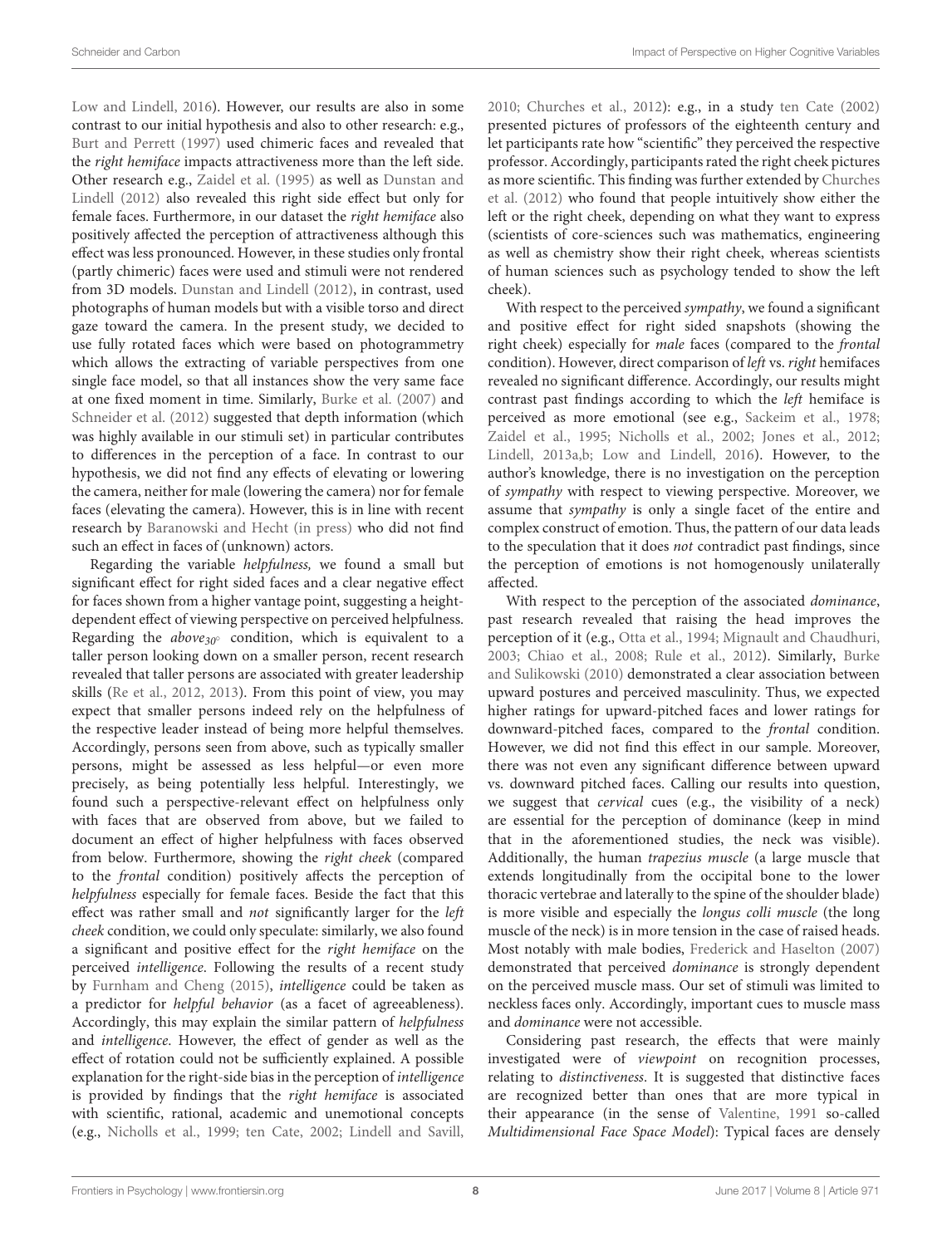Low and Lindell, 2016). However, our results are also in some contrast to our initial hypothesis and also to other research: e.g., Burt and Perrett (1997) used chimeric faces and revealed that the *right hemiface* impacts attractiveness more than the left side. Other research e.g., Zaidel et al. (1995) as well as Dunstan and Lindell (2012) also revealed this right side effect but only for female faces. Furthermore, in our dataset the *right hemiface* also positively affected the perception of attractiveness although this effect was less pronounced. However, in these studies only frontal (partly chimeric) faces were used and stimuli were not rendered from 3D models. Dunstan and Lindell (2012), in contrast, used photographs of human models but with a visible torso and direct gaze toward the camera. In the present study, we decided to use fully rotated faces which were based on photogrammetry which allows the extracting of variable perspectives from one single face model, so that all instances show the very same face at one fixed moment in time. Similarly, Burke et al. (2007) and Schneider et al. (2012) suggested that depth information (which was highly available in our stimuli set) in particular contributes to differences in the perception of a face. In contrast to our hypothesis, we did not find any effects of elevating or lowering the camera, neither for male (lowering the camera) nor for female faces (elevating the camera). However, this is in line with recent research by Baranowski and Hecht (in press) who did not find such an effect in faces of (unknown) actors.

Regarding the variable *helpfulness,* we found a small but significant effect for right sided faces and a clear negative effect for faces shown from a higher vantage point, suggesting a height-dependent effect of viewing perspective on perceived helpfulness. Regarding the *above*$_{30°}$ condition, which is equivalent to a taller person looking down on a smaller person, recent research revealed that taller persons are associated with greater leadership skills (Re et al., 2012, 2013). From this point of view, you may expect that smaller persons indeed rely on the helpfulness of the respective leader instead of being more helpful themselves. Accordingly, persons seen from above, such as typically smaller persons, might be assessed as less helpful—or even more precisely, as being potentially less helpful. Interestingly, we found such a perspective-relevant effect on helpfulness only with faces that are observed from above, but we failed to document an effect of higher helpfulness with faces observed from below. Furthermore, showing the *right cheek* (compared to the *frontal* condition) positively affects the perception of *helpfulness* especially for female faces. Beside the fact that this effect was rather small and *not* significantly larger for the *left cheek* condition, we could only speculate: similarly, we also found a significant and positive effect for the *right hemiface* on the perceived *intelligence*. Following the results of a recent study by Furnham and Cheng (2015), *intelligence* could be taken as a predictor for *helpful behavior* (as a facet of agreeableness). Accordingly, this may explain the similar pattern of *helpfulness* and *intelligence*. However, the effect of gender as well as the effect of rotation could not be sufficiently explained. A possible explanation for the right-side bias in the perception of *intelligence* is provided by findings that the *right hemiface* is associated with scientific, rational, academic and unemotional concepts (e.g., Nicholls et al., 1999; ten Cate, 2002; Lindell and Savill, 2010; Churches et al., 2012): e.g., in a study ten Cate (2002) presented pictures of professors of the eighteenth century and let participants rate how "scientific" they perceived the respective professor. Accordingly, participants rated the right cheek pictures as more scientific. This finding was further extended by Churches et al. (2012) who found that people intuitively show either the left or the right cheek, depending on what they want to express (scientists of core-sciences such was mathematics, engineering as well as chemistry show their right cheek, whereas scientists of human sciences such as psychology tended to show the left cheek).

With respect to the perceived *sympathy*, we found a significant and positive effect for right sided snapshots (showing the right cheek) especially for *male* faces (compared to the *frontal* condition). However, direct comparison of *left* vs. *right* hemifaces revealed no significant difference. Accordingly, our results might contrast past findings according to which the *left* hemiface is perceived as more emotional (see e.g., Sackeim et al., 1978; Zaidel et al., 1995; Nicholls et al., 2002; Jones et al., 2012; Lindell, 2013a,b; Low and Lindell, 2016). However, to the author's knowledge, there is no investigation on the perception of *sympathy* with respect to viewing perspective. Moreover, we assume that *sympathy* is only a single facet of the entire and complex construct of emotion. Thus, the pattern of our data leads to the speculation that it does *not* contradict past findings, since the perception of emotions is not homogenously unilaterally affected.

With respect to the perception of the associated *dominance*, past research revealed that raising the head improves the perception of it (e.g., Otta et al., 1994; Mignault and Chaudhuri, 2003; Chiao et al., 2008; Rule et al., 2012). Similarly, Burke and Sulikowski (2010) demonstrated a clear association between upward postures and perceived masculinity. Thus, we expected higher ratings for upward-pitched faces and lower ratings for downward-pitched faces, compared to the *frontal* condition. However, we did not find this effect in our sample. Moreover, there was not even any significant difference between upward vs. downward pitched faces. Calling our results into question, we suggest that *cervical* cues (e.g., the visibility of a neck) are essential for the perception of dominance (keep in mind that in the aforementioned studies, the neck was visible). Additionally, the human *trapezius muscle* (a large muscle that extends longitudinally from the occipital bone to the lower thoracic vertebrae and laterally to the spine of the shoulder blade) is more visible and especially the *longus colli muscle* (the long muscle of the neck) is in more tension in the case of raised heads. Most notably with male bodies, Frederick and Haselton (2007) demonstrated that perceived *dominance* is strongly dependent on the perceived muscle mass. Our set of stimuli was limited to neckless faces only. Accordingly, important cues to muscle mass and *dominance* were not accessible.

Considering past research, the effects that were mainly investigated were of *viewpoint* on recognition processes, relating to *distinctiveness*. It is suggested that distinctive faces are recognized better than ones that are more typical in their appearance (in the sense of Valentine, 1991 so-called *Multidimensional Face Space Model*): Typical faces are densely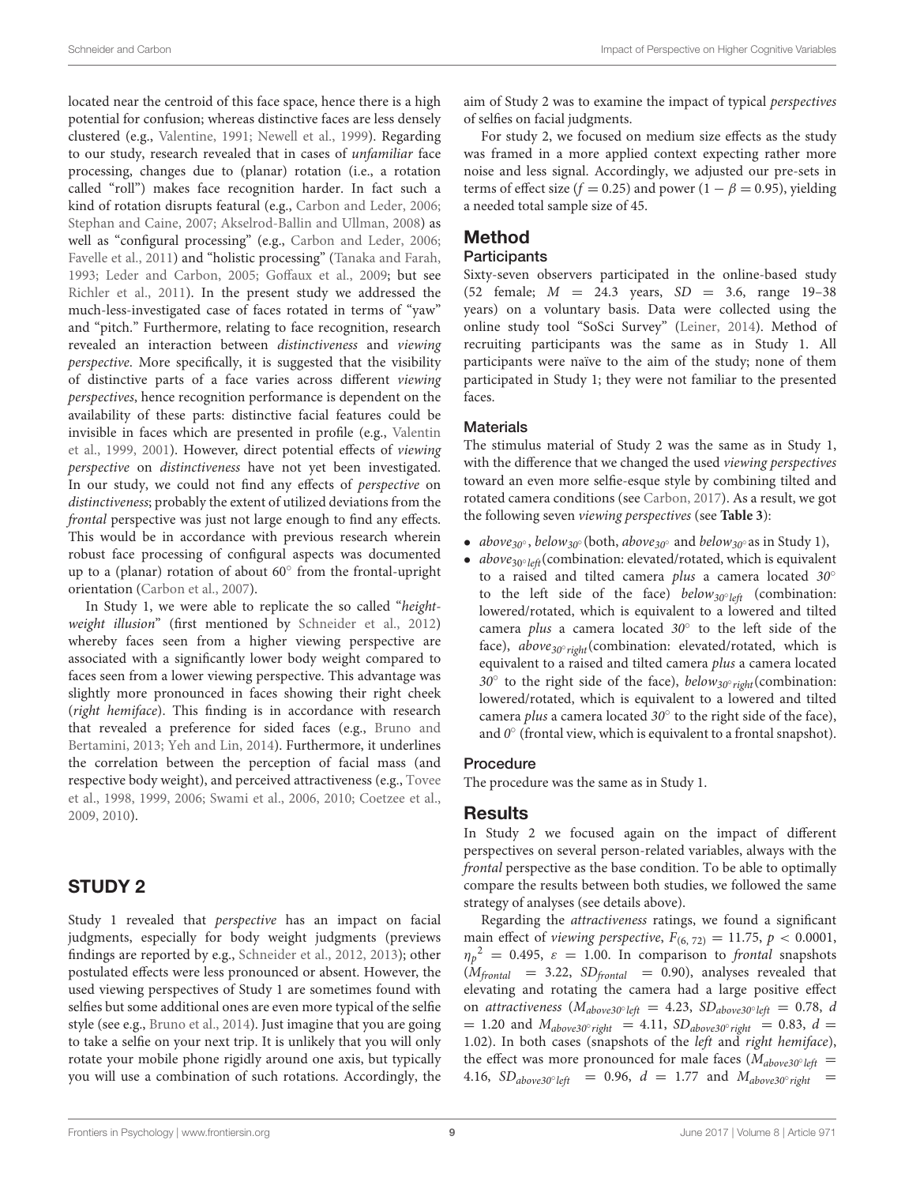located near the centroid of this face space, hence there is a high potential for confusion; whereas distinctive faces are less densely clustered (e.g., Valentine, 1991; Newell et al., 1999). Regarding to our study, research revealed that in cases of *unfamiliar* face processing, changes due to (planar) rotation (i.e., a rotation called "roll") makes face recognition harder. In fact such a kind of rotation disrupts featural (e.g., Carbon and Leder, 2006; Stephan and Caine, 2007; Akselrod-Ballin and Ullman, 2008) as well as "configural processing" (e.g., Carbon and Leder, 2006; Favelle et al., 2011) and "holistic processing" (Tanaka and Farah, 1993; Leder and Carbon, 2005; Goffaux et al., 2009; but see Richler et al., 2011). In the present study we addressed the much-less-investigated case of faces rotated in terms of "yaw" and "pitch." Furthermore, relating to face recognition, research revealed an interaction between *distinctiveness* and *viewing perspective*. More specifically, it is suggested that the visibility of distinctive parts of a face varies across different *viewing perspectives*, hence recognition performance is dependent on the availability of these parts: distinctive facial features could be invisible in faces which are presented in profile (e.g., Valentin et al., 1999, 2001). However, direct potential effects of *viewing perspective* on *distinctiveness* have not yet been investigated. In our study, we could not find any effects of *perspective* on *distinctiveness*; probably the extent of utilized deviations from the *frontal* perspective was just not large enough to find any effects. This would be in accordance with previous research wherein robust face processing of configural aspects was documented up to a (planar) rotation of about 60° from the frontal-upright orientation (Carbon et al., 2007).

In Study 1, we were able to replicate the so called "*height-weight illusion*" (first mentioned by Schneider et al., 2012) whereby faces seen from a higher viewing perspective are associated with a significantly lower body weight compared to faces seen from a lower viewing perspective. This advantage was slightly more pronounced in faces showing their right cheek (*right hemiface*). This finding is in accordance with research that revealed a preference for sided faces (e.g., Bruno and Bertamini, 2013; Yeh and Lin, 2014). Furthermore, it underlines the correlation between the perception of facial mass (and respective body weight), and perceived attractiveness (e.g., Tovee et al., 1998, 1999, 2006; Swami et al., 2006, 2010; Coetzee et al., 2009, 2010).

## STUDY 2

Study 1 revealed that *perspective* has an impact on facial judgments, especially for body weight judgments (previews findings are reported by e.g., Schneider et al., 2012, 2013); other postulated effects were less pronounced or absent. However, the used viewing perspectives of Study 1 are sometimes found with selfies but some additional ones are even more typical of the selfie style (see e.g., Bruno et al., 2014). Just imagine that you are going to take a selfie on your next trip. It is unlikely that you will only rotate your mobile phone rigidly around one axis, but typically you will use a combination of such rotations. Accordingly, the aim of Study 2 was to examine the impact of typical *perspectives* of selfies on facial judgments.

For study 2, we focused on medium size effects as the study was framed in a more applied context expecting rather more noise and less signal. Accordingly, we adjusted our pre-sets in terms of effect size ($f = 0.25$) and power ($1 - \beta = 0.95$), yielding a needed total sample size of 45.

## Method

### Participants

Sixty-seven observers participated in the online-based study (52 female; $M = 24.3$ years, $SD = 3.6$, range 19–38 years) on a voluntary basis. Data were collected using the online study tool "SoSci Survey" (Leiner, 2014). Method of recruiting participants was the same as in Study 1. All participants were naïve to the aim of the study; none of them participated in Study 1; they were not familiar to the presented faces.

### Materials

The stimulus material of Study 2 was the same as in Study 1, with the difference that we changed the used *viewing perspectives* toward an even more selfie-esque style by combining tilted and rotated camera conditions (see Carbon, 2017). As a result, we got the following seven *viewing perspectives* (see **Table 3**):

- $above_{30°}$, $below_{30°}$ (both, $above_{30°}$ and $below_{30°}$ as in Study 1),
- $above_{30° left}$ (combination: elevated/rotated, which is equivalent to a raised and tilted camera *plus* a camera located *30°* to the left side of the face) $below_{30° left}$ (combination: lowered/rotated, which is equivalent to a lowered and tilted camera *plus* a camera located *30°* to the left side of the face), $above_{30° right}$ (combination: elevated/rotated, which is equivalent to a raised and tilted camera *plus* a camera located *30°* to the right side of the face), $below_{30° right}$ (combination: lowered/rotated, which is equivalent to a lowered and tilted camera *plus* a camera located *30°* to the right side of the face), and *0°* (frontal view, which is equivalent to a frontal snapshot).

### Procedure

The procedure was the same as in Study 1.

## Results

In Study 2 we focused again on the impact of different perspectives on several person-related variables, always with the *frontal* perspective as the base condition. To be able to optimally compare the results between both studies, we followed the same strategy of analyses (see details above).

Regarding the *attractiveness* ratings, we found a significant main effect of *viewing perspective*, $F_{(6, 72)} = 11.75$, $p < 0.0001$, $\eta_p^2 = 0.495$, $\varepsilon = 1.00$. In comparison to *frontal* snapshots ($M_{frontal} = 3.22$, $SD_{frontal} = 0.90$), analyses revealed that elevating and rotating the camera had a large positive effect on *attractiveness* ($M_{above30° left} = 4.23$, $SD_{above30° left} = 0.78$, $d = 1.20$ and $M_{above30° right} = 4.11$, $SD_{above30° right} = 0.83$, $d = 1.02$). In both cases (snapshots of the *left* and *right hemiface*), the effect was more pronounced for male faces ($M_{above30° left} = 4.16$, $SD_{above30° left} = 0.96$, $d = 1.77$ and $M_{above30° right} =$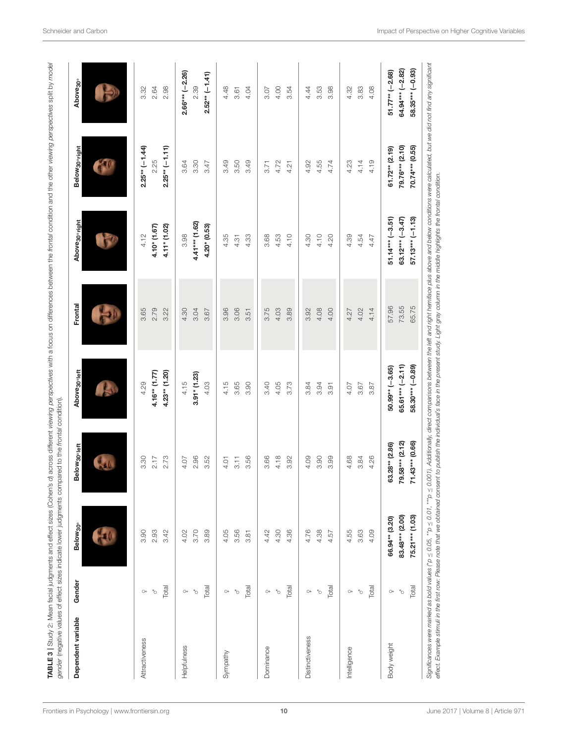**TABLE 3** | Study 2: Mean facial judgments and effect sizes (Cohen's *d*) across different *viewing perspectives* with a focus on differences between the *frontal* condition and the other *viewing perspectives* split by *model gender* (negative values of effect sizes indicate lower judgments compared to the *frontal* condition).

| Dependent variable | Gender | $Below_{30°}$ | $Below_{30°}left$ | $Above_{30°}left$ | Frontal | $Above_{30°}right$ | $Below_{30°}right$ | $Above_{30°}$ |
|---|---|---|---|---|---|---|---|---|
| Attractiveness | ♀ | 3.90 | 3.30 | 4.29 | 3.65 | 4.12 | **2.25\*\* (−1.44)** | 3.32 |
| | ♂ | 2.93 | 2.17 | **4.16\*\* (1.77)** | 2.79 | **4.10\* (1.67)** | 2.25 | 2.64 |
| | Total | 3.42 | 2.73 | **4.23\*\* (1.20)** | 3.22 | **4.11\* (1.02)** | **2.25\*\* (−1.11)** | 2.98 |
| Helpfulness | ♀ | 4.02 | 4.07 | 4.15 | 4.30 | 3.98 | 3.64 | **2.66\*\*\* (−2.26)** |
| | ♂ | 3.70 | 2.96 | **3.91\* (1.23)** | 3.04 | **4.41\*\*\* (1.62)** | 3.30 | 2.39 |
| | Total | 3.89 | 3.52 | 4.03 | 3.67 | **4.20\* (0.53)** | 3.47 | **2.52\*\* (−1.41)** |
| Sympathy | ♀ | 4.05 | 4.01 | 4.15 | 3.96 | 4.35 | 3.49 | 4.48 |
| | ♂ | 3.56 | 3.11 | 3.65 | 3.06 | 4.31 | 3.50 | 3.61 |
| | Total | 3.81 | 3.56 | 3.90 | 3.51 | 4.33 | 3.49 | 4.04 |
| Dominance | ♀ | 4.42 | 3.66 | 3.40 | 3.75 | 3.68 | 3.71 | 3.07 |
| | ♂ | 4.30 | 4.18 | 4.05 | 4.03 | 4.53 | 4.72 | 4.00 |
| | Total | 4.36 | 3.92 | 3.73 | 3.89 | 4.10 | 4.21 | 3.54 |
| Distinctiveness | ♀ | 4.76 | 4.09 | 3.84 | 3.92 | 4.30 | 4.92 | 4.44 |
| | ♂ | 4.38 | 3.90 | 3.94 | 4.08 | 4.10 | 4.55 | 3.53 |
| | Total | 4.57 | 3.99 | 3.91 | 4.00 | 4.20 | 4.74 | 3.98 |
| Intelligence | ♀ | 4.55 | 4.68 | 4.07 | 4.27 | 4.39 | 4.23 | 4.32 |
| | ♂ | 3.63 | 3.84 | 3.67 | 4.02 | 4.54 | 4.14 | 3.83 |
| | Total | 4.09 | 4.26 | 3.87 | 4.14 | 4.47 | 4.19 | 4.08 |
| Body weight | ♀ | **66.94\*\* (3.20)** | **63.28\*\* (2.86)** | **50.99\*\* (−3.65)** | 57.96 | **51.14\*\*\* (−3.51)** | **61.72\*\* (2.19)** | **51.77\*\* (−2.68)** |
| | ♂ | **83.48\*\*\* (2.00)** | **79.58\*\*\* (2.12)** | **65.61\*\*\* (−2.11)** | 73.55 | **63.12\*\*\* (−3.47)** | **79.76\*\*\* (2.10)** | **64.94\*\*\* (−2.82)** |
| | Total | **75.21\*\*\* (1.03)** | **71.43\*\*\* (0.66)** | **58.30\*\*\* (−0.89)** | 65.75 | **57.13\*\*\* (−1.13)** | **70.74\*\*\* (0.55)** | **58.35\*\*\* (−0.93)** |

*Significances were marked as bold values (\*p ≤ 0.05, \*\*p ≤ 0.01, \*\*\*p ≤ 0.001). Additionally, direct comparisons between the left and right hemiface plus above and below conditions were calculated, but we did not find any significant effect. Example stimuli in the first row: Please note that we obtained consent to publish the individual's face in the present study. Light gray column in the middle highlights the frontal condition.*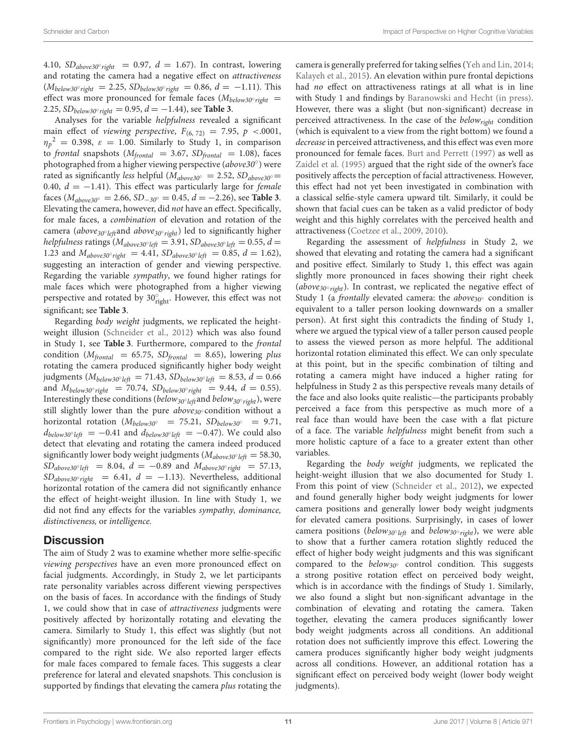4.10, $SD_{above30^\circ right} = 0.97$, $d = 1.67$). In contrast, lowering and rotating the camera had a negative effect on *attractiveness* ($M_{below30^\circ right} = 2.25$, $SD_{below30^\circ right} = 0.86$, $d = -1.11$). This effect was more pronounced for female faces ($M_{below30^\circ right} = 2.25$, $SD_{below30^\circ right} = 0.95$, $d = -1.44$), see **Table 3**.

Analyses for the variable *helpfulness* revealed a significant main effect of *viewing perspective*, $F_{(6, 72)} = 7.95$, $p < .0001$, $\eta_p{}^2 = 0.398$, $\varepsilon = 1.00$. Similarly to Study 1, in comparison to *frontal* snapshots ($M_{frontal} = 3.67$, $SD_{frontal} = 1.08$), faces photographed from a higher viewing perspective (*above30°*) were rated as significantly *less* helpful ($M_{above30^\circ} = 2.52$, $SD_{above30^\circ} = 0.40$, $d = -1.41$). This effect was particularly large for *female* faces ($M_{above30^\circ} = 2.66$, $SD_{-30^\circ} = 0.45$, $d = -2.26$), see **Table 3**. Elevating the camera, however, did *not* have an effect. Specifically, for male faces, a *combination* of elevation and rotation of the camera (*above$_{30^\circ left}$*and *above$_{30^\circ right}$*) led to significantly higher *helpfulness* ratings ($M_{above30^\circ left} = 3.91$, $SD_{above30^\circ left} = 0.55$, $d = 1.23$ and $M_{above30^\circ right} = 4.41$, $SD_{above30^\circ left} = 0.85$, $d = 1.62$), suggesting an interaction of gender and viewing perspective. Regarding the variable *sympathy*, we found higher ratings for male faces which were photographed from a higher viewing perspective and rotated by $30^\circ_{\text{right}}$. However, this effect was not significant; see **Table 3**.

Regarding *body weight* judgments, we replicated the height-weight illusion (Schneider et al., 2012) which was also found in Study 1, see **Table 3**. Furthermore, compared to the *frontal* condition ($M_{frontal} = 65.75$, $SD_{frontal} = 8.65$), lowering *plus* rotating the camera produced significantly higher body weight judgments ($M_{below30^\circ left} = 71.43$, $SD_{below30^\circ left} = 8.53$, $d = 0.66$ and $M_{below30^\circ right} = 70.74$, $SD_{below30^\circ right} = 9.44$, $d = 0.55$). Interestingly these conditions (*below$_{30^\circ left}$*and *below$_{30^\circ right}$*), were still slightly lower than the pure *above$_{30^\circ}$* condition without a horizontal rotation ($M_{below30^\circ} = 75.21$, $SD_{below30^\circ} = 9.71$, $d_{below30^\circ left} = -0.41$ and $d_{below30^\circ left} = -0.47$). We could also detect that elevating and rotating the camera indeed produced significantly lower body weight judgments ($M_{above30^\circ left} = 58.30$, $SD_{above30^\circ left} = 8.04$, $d = -0.89$ and $M_{above30^\circ right} = 57.13$, $SD_{above30^\circ right} = 6.41$, $d = -1.13$). Nevertheless, additional horizontal rotation of the camera did not significantly enhance the effect of height-weight illusion. In line with Study 1, we did not find any effects for the variables *sympathy, dominance, distinctiveness,* or *intelligence.*

## Discussion

The aim of Study 2 was to examine whether more selfie-specific *viewing perspectives* have an even more pronounced effect on facial judgments. Accordingly, in Study 2, we let participants rate personality variables across different viewing perspectives on the basis of faces. In accordance with the findings of Study 1, we could show that in case of *attractiveness* judgments were positively affected by horizontally rotating and elevating the camera. Similarly to Study 1, this effect was slightly (but not significantly) more pronounced for the left side of the face compared to the right side. We also reported larger effects for male faces compared to female faces. This suggests a clear preference for lateral and elevated snapshots. This conclusion is supported by findings that elevating the camera *plus* rotating the camera is generally preferred for taking selfies (Yeh and Lin, 2014; Kalayeh et al., 2015). An elevation within pure frontal depictions had *no* effect on attractiveness ratings at all what is in line with Study 1 and findings by Baranowski and Hecht (in press). However, there was a slight (but non-significant) decrease in perceived attractiveness. In the case of the *below$_{right}$* condition (which is equivalent to a view from the right bottom) we found a *decrease* in perceived attractiveness, and this effect was even more pronounced for female faces. Burt and Perrett (1997) as well as Zaidel et al. (1995) argued that the right side of the owner's face positively affects the perception of facial attractiveness. However, this effect had not yet been investigated in combination with a classical selfie-style camera upward tilt. Similarly, it could be shown that facial cues can be taken as a valid predictor of body weight and this highly correlates with the perceived health and attractiveness (Coetzee et al., 2009, 2010).

Regarding the assessment of *helpfulness* in Study 2, we showed that elevating and rotating the camera had a significant and positive effect. Similarly to Study 1, this effect was again slightly more pronounced in faces showing their right cheek (*above$_{30^\circ right}$*). In contrast, we replicated the negative effect of Study 1 (a *frontally* elevated camera: the *above$_{30^\circ}$* condition is equivalent to a taller person looking downwards on a smaller person). At first sight this contradicts the finding of Study 1, where we argued the typical view of a taller person caused people to assess the viewed person as more helpful. The additional horizontal rotation eliminated this effect. We can only speculate at this point, but in the specific combination of tilting and rotating a camera might have induced a higher rating for helpfulness in Study 2 as this perspective reveals many details of the face and also looks quite realistic—the participants probably perceived a face from this perspective as much more of a real face than would have been the case with a flat picture of a face. The variable *helpfulness* might benefit from such a more holistic capture of a face to a greater extent than other variables.

Regarding the *body weight* judgments, we replicated the height-weight illusion that we also documented for Study 1. From this point of view (Schneider et al., 2012), we expected and found generally higher body weight judgments for lower camera positions and generally lower body weight judgments for elevated camera positions. Surprisingly, in cases of lower camera positions (*below$_{30^\circ left}$* and *below$_{30^\circ right}$*), we were able to show that a further camera rotation slightly reduced the effect of higher body weight judgments and this was significant compared to the *below$_{30^\circ}$* control condition. This suggests a strong positive rotation effect on perceived body weight, which is in accordance with the findings of Study 1. Similarly, we also found a slight but non-significant advantage in the combination of elevating and rotating the camera. Taken together, elevating the camera produces significantly lower body weight judgments across all conditions. An additional rotation does not sufficiently improve this effect. Lowering the camera produces significantly higher body weight judgments across all conditions. However, an additional rotation has a significant effect on perceived body weight (lower body weight judgments).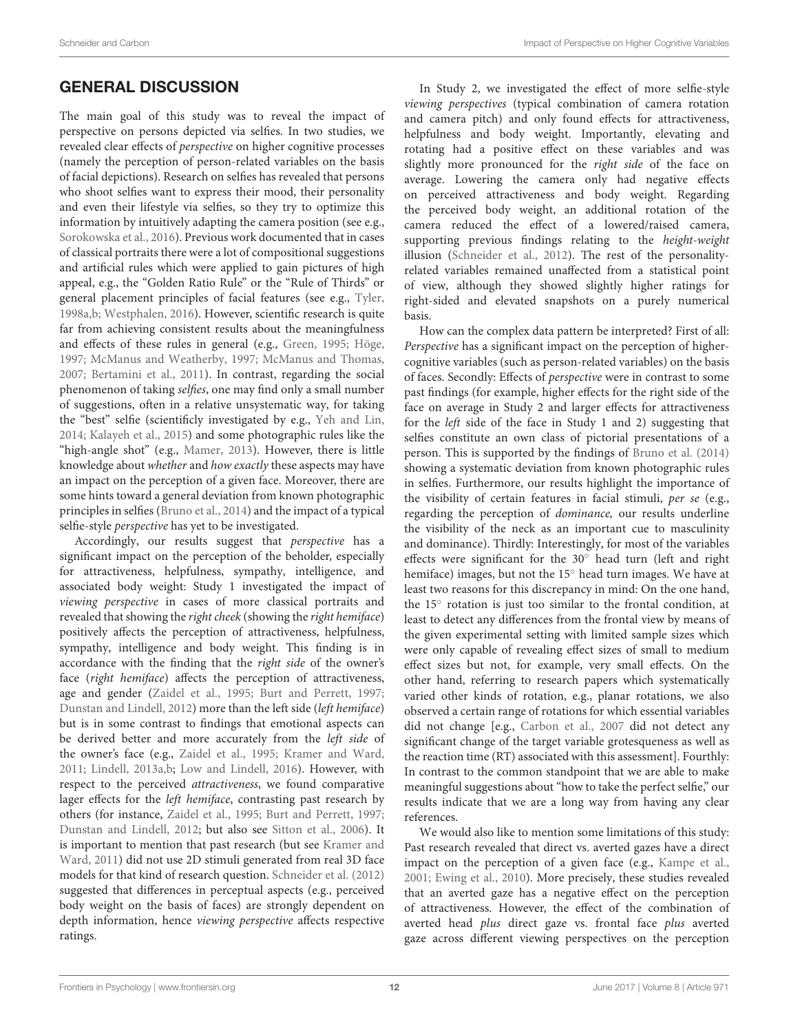## GENERAL DISCUSSION

The main goal of this study was to reveal the impact of perspective on persons depicted via selfies. In two studies, we revealed clear effects of *perspective* on higher cognitive processes (namely the perception of person-related variables on the basis of facial depictions). Research on selfies has revealed that persons who shoot selfies want to express their mood, their personality and even their lifestyle via selfies, so they try to optimize this information by intuitively adapting the camera position (see e.g., Sorokowska et al., 2016). Previous work documented that in cases of classical portraits there were a lot of compositional suggestions and artificial rules which were applied to gain pictures of high appeal, e.g., the "Golden Ratio Rule" or the "Rule of Thirds" or general placement principles of facial features (see e.g., Tyler, 1998a,b; Westphalen, 2016). However, scientific research is quite far from achieving consistent results about the meaningfulness and effects of these rules in general (e.g., Green, 1995; Höge, 1997; McManus and Weatherby, 1997; McManus and Thomas, 2007; Bertamini et al., 2011). In contrast, regarding the social phenomenon of taking *selfies*, one may find only a small number of suggestions, often in a relative unsystematic way, for taking the "best" selfie (scientificly investigated by e.g., Yeh and Lin, 2014; Kalayeh et al., 2015) and some photographic rules like the "high-angle shot" (e.g., Mamer, 2013). However, there is little knowledge about *whether* and *how exactly* these aspects may have an impact on the perception of a given face. Moreover, there are some hints toward a general deviation from known photographic principles in selfies (Bruno et al., 2014) and the impact of a typical selfie-style *perspective* has yet to be investigated.

Accordingly, our results suggest that *perspective* has a significant impact on the perception of the beholder, especially for attractiveness, helpfulness, sympathy, intelligence, and associated body weight: Study 1 investigated the impact of *viewing perspective* in cases of more classical portraits and revealed that showing the *right cheek* (showing the *right hemiface*) positively affects the perception of attractiveness, helpfulness, sympathy, intelligence and body weight. This finding is in accordance with the finding that the *right side* of the owner's face (*right hemiface*) affects the perception of attractiveness, age and gender (Zaidel et al., 1995; Burt and Perrett, 1997; Dunstan and Lindell, 2012) more than the left side (*left hemiface*) but is in some contrast to findings that emotional aspects can be derived better and more accurately from the *left side* of the owner's face (e.g., Zaidel et al., 1995; Kramer and Ward, 2011; Lindell, 2013a,b; Low and Lindell, 2016). However, with respect to the perceived *attractiveness*, we found comparative lager effects for the *left hemiface*, contrasting past research by others (for instance, Zaidel et al., 1995; Burt and Perrett, 1997; Dunstan and Lindell, 2012; but also see Sitton et al., 2006). It is important to mention that past research (but see Kramer and Ward, 2011) did not use 2D stimuli generated from real 3D face models for that kind of research question. Schneider et al. (2012) suggested that differences in perceptual aspects (e.g., perceived body weight on the basis of faces) are strongly dependent on depth information, hence *viewing perspective* affects respective ratings.

In Study 2, we investigated the effect of more selfie-style *viewing perspectives* (typical combination of camera rotation and camera pitch) and only found effects for attractiveness, helpfulness and body weight. Importantly, elevating and rotating had a positive effect on these variables and was slightly more pronounced for the *right side* of the face on average. Lowering the camera only had negative effects on perceived attractiveness and body weight. Regarding the perceived body weight, an additional rotation of the camera reduced the effect of a lowered/raised camera, supporting previous findings relating to the *height-weight* illusion (Schneider et al., 2012). The rest of the personality-related variables remained unaffected from a statistical point of view, although they showed slightly higher ratings for right-sided and elevated snapshots on a purely numerical basis.

How can the complex data pattern be interpreted? First of all: *Perspective* has a significant impact on the perception of higher-cognitive variables (such as person-related variables) on the basis of faces. Secondly: Effects of *perspective* were in contrast to some past findings (for example, higher effects for the right side of the face on average in Study 2 and larger effects for attractiveness for the *left* side of the face in Study 1 and 2) suggesting that selfies constitute an own class of pictorial presentations of a person. This is supported by the findings of Bruno et al. (2014) showing a systematic deviation from known photographic rules in selfies. Furthermore, our results highlight the importance of the visibility of certain features in facial stimuli, *per se* (e.g., regarding the perception of *dominance,* our results underline the visibility of the neck as an important cue to masculinity and dominance). Thirdly: Interestingly, for most of the variables effects were significant for the 30° head turn (left and right hemiface) images, but not the 15° head turn images. We have at least two reasons for this discrepancy in mind: On the one hand, the 15° rotation is just too similar to the frontal condition, at least to detect any differences from the frontal view by means of the given experimental setting with limited sample sizes which were only capable of revealing effect sizes of small to medium effect sizes but not, for example, very small effects. On the other hand, referring to research papers which systematically varied other kinds of rotation, e.g., planar rotations, we also observed a certain range of rotations for which essential variables did not change [e.g., Carbon et al., 2007 did not detect any significant change of the target variable grotesqueness as well as the reaction time (RT) associated with this assessment]. Fourthly: In contrast to the common standpoint that we are able to make meaningful suggestions about "how to take the perfect selfie," our results indicate that we are a long way from having any clear references.

We would also like to mention some limitations of this study: Past research revealed that direct vs. averted gazes have a direct impact on the perception of a given face (e.g., Kampe et al., 2001; Ewing et al., 2010). More precisely, these studies revealed that an averted gaze has a negative effect on the perception of attractiveness. However, the effect of the combination of averted head *plus* direct gaze vs. frontal face *plus* averted gaze across different viewing perspectives on the perception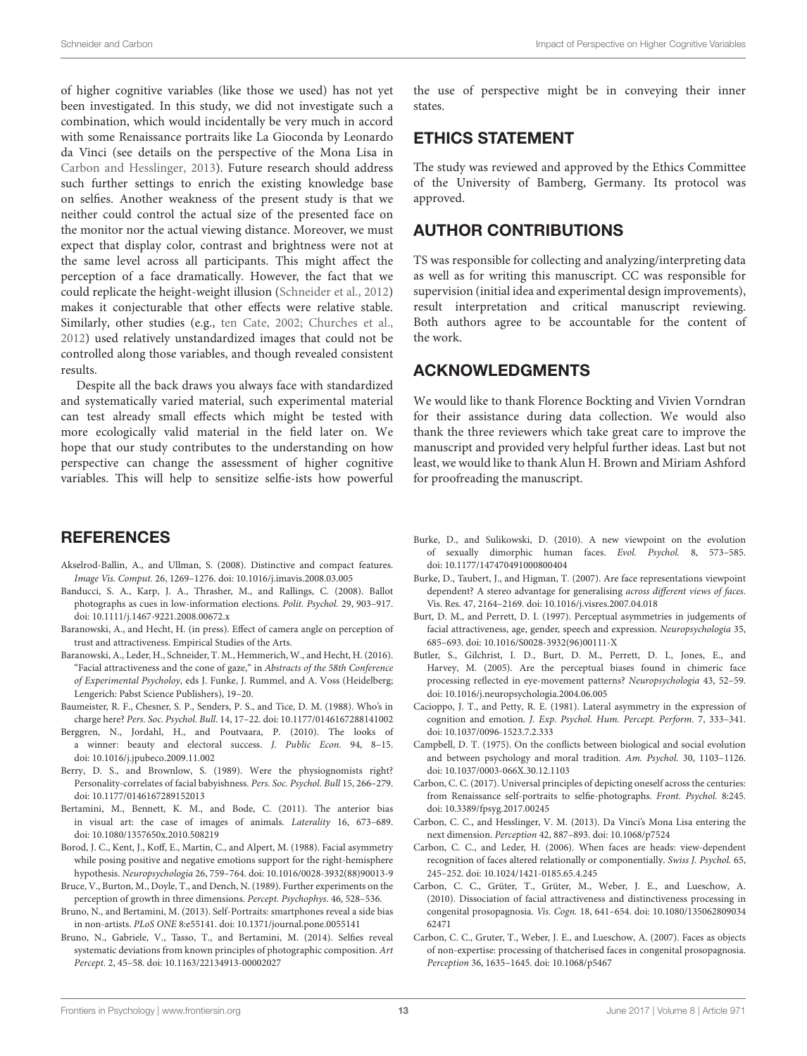of higher cognitive variables (like those we used) has not yet been investigated. In this study, we did not investigate such a combination, which would incidentally be very much in accord with some Renaissance portraits like La Gioconda by Leonardo da Vinci (see details on the perspective of the Mona Lisa in Carbon and Hesslinger, 2013). Future research should address such further settings to enrich the existing knowledge base on selfies. Another weakness of the present study is that we neither could control the actual size of the presented face on the monitor nor the actual viewing distance. Moreover, we must expect that display color, contrast and brightness were not at the same level across all participants. This might affect the perception of a face dramatically. However, the fact that we could replicate the height-weight illusion (Schneider et al., 2012) makes it conjecturable that other effects were relative stable. Similarly, other studies (e.g., ten Cate, 2002; Churches et al., 2012) used relatively unstandardized images that could not be controlled along those variables, and though revealed consistent results.

Despite all the back draws you always face with standardized and systematically varied material, such experimental material can test already small effects which might be tested with more ecologically valid material in the field later on. We hope that our study contributes to the understanding on how perspective can change the assessment of higher cognitive variables. This will help to sensitize selfie-ists how powerful the use of perspective might be in conveying their inner states.

## ETHICS STATEMENT

The study was reviewed and approved by the Ethics Committee of the University of Bamberg, Germany. Its protocol was approved.

## AUTHOR CONTRIBUTIONS

TS was responsible for collecting and analyzing/interpreting data as well as for writing this manuscript. CC was responsible for supervision (initial idea and experimental design improvements), result interpretation and critical manuscript reviewing. Both authors agree to be accountable for the content of the work.

## ACKNOWLEDGMENTS

We would like to thank Florence Bockting and Vivien Vorndran for their assistance during data collection. We would also thank the three reviewers which take great care to improve the manuscript and provided very helpful further ideas. Last but not least, we would like to thank Alun H. Brown and Miriam Ashford for proofreading the manuscript.

## REFERENCES

Akselrod-Ballin, A., and Ullman, S. (2008). Distinctive and compact features. *Image Vis. Comput.* 26, 1269–1276. doi: 10.1016/j.imavis.2008.03.005

Banducci, S. A., Karp, J. A., Thrasher, M., and Rallings, C. (2008). Ballot photographs as cues in low-information elections. *Polit. Psychol.* 29, 903–917. doi: 10.1111/j.1467-9221.2008.00672.x

Baranowski, A., and Hecht, H. (in press). Effect of camera angle on perception of trust and attractiveness. Empirical Studies of the Arts.

Baranowski, A., Leder, H., Schneider, T. M., Hemmerich, W., and Hecht, H. (2016). "Facial attractiveness and the cone of gaze," in *Abstracts of the 58th Conference of Experimental Psycholoy,* eds J. Funke, J. Rummel, and A. Voss (Heidelberg; Lengerich: Pabst Science Publishers), 19–20.

Baumeister, R. F., Chesner, S. P., Senders, P. S., and Tice, D. M. (1988). Who's in charge here? *Pers. Soc. Psychol. Bull.* 14, 17–22. doi: 10.1177/0146167288141002

Berggren, N., Jordahl, H., and Poutvaara, P. (2010). The looks of a winner: beauty and electoral success. *J. Public Econ.* 94, 8–15. doi: 10.1016/j.jpubeco.2009.11.002

Berry, D. S., and Brownlow, S. (1989). Were the physiognomists right? Personality-correlates of facial babyishness. *Pers. Soc. Psychol. Bull* 15, 266–279. doi: 10.1177/0146167289152013

Bertamini, M., Bennett, K. M., and Bode, C. (2011). The anterior bias in visual art: the case of images of animals. *Laterality* 16, 673–689. doi: 10.1080/1357650x.2010.508219

Borod, J. C., Kent, J., Koff, E., Martin, C., and Alpert, M. (1988). Facial asymmetry while posing positive and negative emotions support for the right-hemisphere hypothesis. *Neuropsychologia* 26, 759–764. doi: 10.1016/0028-3932(88)90013-9

Bruce, V., Burton, M., Doyle, T., and Dench, N. (1989). Further experiments on the perception of growth in three dimensions. *Percept. Psychophys.* 46, 528–536.

Bruno, N., and Bertamini, M. (2013). Self-Portraits: smartphones reveal a side bias in non-artists. *PLoS ONE* 8:e55141. doi: 10.1371/journal.pone.0055141

Bruno, N., Gabriele, V., Tasso, T., and Bertamini, M. (2014). Selfies reveal systematic deviations from known principles of photographic composition. *Art Percept.* 2, 45–58. doi: 10.1163/22134913-00002027

Burke, D., and Sulikowski, D. (2010). A new viewpoint on the evolution of sexually dimorphic human faces. *Evol. Psychol.* 8, 573–585. doi: 10.1177/147470491000800404

Burke, D., Taubert, J., and Higman, T. (2007). Are face representations viewpoint dependent? A stereo advantage for generalising *across different views of faces.* Vis. Res. 47, 2164–2169. doi: 10.1016/j.visres.2007.04.018

Burt, D. M., and Perrett, D. I. (1997). Perceptual asymmetries in judgements of facial attractiveness, age, gender, speech and expression. *Neuropsychologia* 35, 685–693. doi: 10.1016/S0028-3932(96)00111-X

Butler, S., Gilchrist, I. D., Burt, D. M., Perrett, D. I., Jones, E., and Harvey, M. (2005). Are the perceptual biases found in chimeric face processing reflected in eye-movement patterns? *Neuropsychologia* 43, 52–59. doi: 10.1016/j.neuropsychologia.2004.06.005

Cacioppo, J. T., and Petty, R. E. (1981). Lateral asymmetry in the expression of cognition and emotion. *J. Exp. Psychol. Hum. Percept. Perform.* 7, 333–341. doi: 10.1037/0096-1523.7.2.333

Campbell, D. T. (1975). On the conflicts between biological and social evolution and between psychology and moral tradition. *Am. Psychol.* 30, 1103–1126. doi: 10.1037/0003-066X.30.12.1103

Carbon, C. C. (2017). Universal principles of depicting oneself across the centuries: from Renaissance self-portraits to selfie-photographs. *Front. Psychol.* 8:245. doi: 10.3389/fpsyg.2017.00245

Carbon, C. C., and Hesslinger, V. M. (2013). Da Vinci's Mona Lisa entering the next dimension. *Perception* 42, 887–893. doi: 10.1068/p7524

Carbon, C. C., and Leder, H. (2006). When faces are heads: view-dependent recognition of faces altered relationally or componentially. *Swiss J. Psychol.* 65, 245–252. doi: 10.1024/1421-0185.65.4.245

Carbon, C. C., Grüter, T., Grüter, M., Weber, J. E., and Lueschow, A. (2010). Dissociation of facial attractiveness and distinctiveness processing in congenital prosopagnosia. *Vis. Cogn.* 18, 641–654. doi: 10.1080/13506280903462471

Carbon, C. C., Gruter, T., Weber, J. E., and Lueschow, A. (2007). Faces as objects of non-expertise: processing of thatcherised faces in congenital prosopagnosia. *Perception* 36, 1635–1645. doi: 10.1068/p5467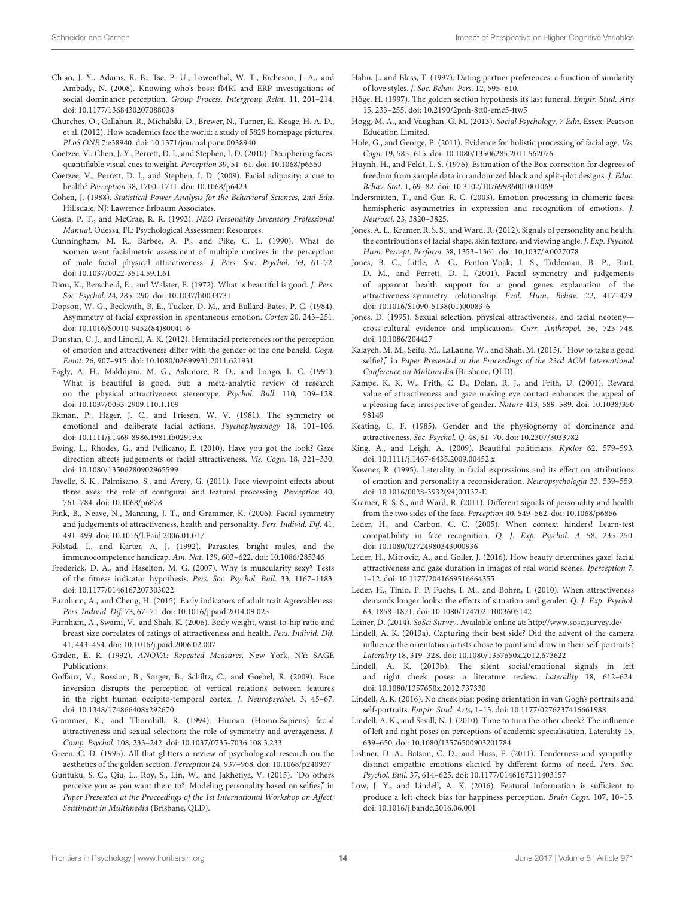Chiao, J. Y., Adams, R. B., Tse, P. U., Lowenthal, W. T., Richeson, J. A., and Ambady, N. (2008). Knowing who's boss: fMRI and ERP investigations of social dominance perception. *Group Process. Intergroup Relat.* 11, 201–214. doi: 10.1177/1368430207088038

Churches, O., Callahan, R., Michalski, D., Brewer, N., Turner, E., Keage, H. A. D., et al. (2012). How academics face the world: a study of 5829 homepage pictures. *PLoS ONE* 7:e38940. doi: 10.1371/journal.pone.0038940

Coetzee, V., Chen, J. Y., Perrett, D. I., and Stephen, I. D. (2010). Deciphering faces: quantifiable visual cues to weight. *Perception* 39, 51–61. doi: 10.1068/p6560

Coetzee, V., Perrett, D. I., and Stephen, I. D. (2009). Facial adiposity: a cue to health? *Perception* 38, 1700–1711. doi: 10.1068/p6423

Cohen, J. (1988). *Statistical Power Analysis for the Behavioral Sciences, 2nd Edn.* Hillsdale, NJ: Lawrence Erlbaum Associates.

Costa, P. T., and McCrae, R. R. (1992). *NEO Personality Inventory Professional Manual.* Odessa, FL: Psychological Assessment Resources.

Cunningham, M. R., Barbee, A. P., and Pike, C. L. (1990). What do women want facialmetric assessment of multiple motives in the perception of male facial physical attractiveness. *J. Pers. Soc. Psychol.* 59, 61–72. doi: 10.1037/0022-3514.59.1.61

Dion, K., Berscheid, E., and Walster, E. (1972). What is beautiful is good. *J. Pers. Soc. Psychol.* 24, 285–290. doi: 10.1037/h0033731

Dopson, W. G., Beckwith, B. E., Tucker, D. M., and Bullard-Bates, P. C. (1984). Asymmetry of facial expression in spontaneous emotion. *Cortex* 20, 243–251. doi: 10.1016/S0010-9452(84)80041-6

Dunstan, C. J., and Lindell, A. K. (2012). Hemifacial preferences for the perception of emotion and attractiveness differ with the gender of the one beheld. *Cogn. Emot.* 26, 907–915. doi: 10.1080/02699931.2011.621931

Eagly, A. H., Makhijani, M. G., Ashmore, R. D., and Longo, L. C. (1991). What is beautiful is good, but: a meta-analytic review of research on the physical attractiveness stereotype. *Psychol. Bull.* 110, 109–128. doi: 10.1037/0033-2909.110.1.109

Ekman, P., Hager, J. C., and Friesen, W. V. (1981). The symmetry of emotional and deliberate facial actions. *Psychophysiology* 18, 101–106. doi: 10.1111/j.1469-8986.1981.tb02919.x

Ewing, L., Rhodes, G., and Pellicano, E. (2010). Have you got the look? Gaze direction affects judgements of facial attractiveness. *Vis. Cogn.* 18, 321–330. doi: 10.1080/13506280902965599

Favelle, S. K., Palmisano, S., and Avery, G. (2011). Face viewpoint effects about three axes: the role of configural and featural processing. *Perception* 40, 761–784. doi: 10.1068/p6878

Fink, B., Neave, N., Manning, J. T., and Grammer, K. (2006). Facial symmetry and judgements of attractiveness, health and personality. *Pers. Individ. Dif.* 41, 491–499. doi: 10.1016/J.Paid.2006.01.017

Folstad, I., and Karter, A. J. (1992). Parasites, bright males, and the immunocompetence handicap. *Am. Nat.* 139, 603–622. doi: 10.1086/285346

Frederick, D. A., and Haselton, M. G. (2007). Why is muscularity sexy? Tests of the fitness indicator hypothesis. *Pers. Soc. Psychol. Bull.* 33, 1167–1183. doi: 10.1177/0146167207303022

Furnham, A., and Cheng, H. (2015). Early indicators of adult trait Agreeableness. *Pers. Individ. Dif.* 73, 67–71. doi: 10.1016/j.paid.2014.09.025

Furnham, A., Swami, V., and Shah, K. (2006). Body weight, waist-to-hip ratio and breast size correlates of ratings of attractiveness and health. *Pers. Individ. Dif.* 41, 443–454. doi: 10.1016/j.paid.2006.02.007

Girden, E. R. (1992). *ANOVA: Repeated Measures.* New York, NY: SAGE Publications.

Goffaux, V., Rossion, B., Sorger, B., Schiltz, C., and Goebel, R. (2009). Face inversion disrupts the perception of vertical relations between features in the right human occipito-temporal cortex. *J. Neuropsychol.* 3, 45–67. doi: 10.1348/174866408x292670

Grammer, K., and Thornhill, R. (1994). Human (Homo-Sapiens) facial attractiveness and sexual selection: the role of symmetry and averageness. *J. Comp. Psychol.* 108, 233–242. doi: 10.1037/0735-7036.108.3.233

Green, C. D. (1995). All that glitters a review of psychological research on the aesthetics of the golden section. *Perception* 24, 937–968. doi: 10.1068/p240937

Guntuku, S. C., Qiu, L., Roy, S., Lin, W., and Jakhetiya, V. (2015). "Do others perceive you as you want them to?: Modeling personality based on selfies," in *Paper Presented at the Proceedings of the 1st International Workshop on Affect; Sentiment in Multimedia* (Brisbane, QLD).

Hahn, J., and Blass, T. (1997). Dating partner preferences: a function of similarity of love styles. *J. Soc. Behav. Pers.* 12, 595–610.

Höge, H. (1997). The golden section hypothesis its last funeral. *Empir. Stud. Arts* 15, 233–255. doi: 10.2190/2pnh-8tt0-emc5-ftw5

Hogg, M. A., and Vaughan, G. M. (2013). *Social Psychology, 7 Edn.* Essex: Pearson Education Limited.

Hole, G., and George, P. (2011). Evidence for holistic processing of facial age. *Vis. Cogn.* 19, 585–615. doi: 10.1080/13506285.2011.562076

Huynh, H., and Feldt, L. S. (1976). Estimation of the Box correction for degrees of freedom from sample data in randomized block and split-plot designs. *J. Educ. Behav. Stat.* 1, 69–82. doi: 10.3102/10769986001001069

Indersmitten, T., and Gur, R. C. (2003). Emotion processing in chimeric faces: hemispheric asymmetries in expression and recognition of emotions. *J. Neurosci.* 23, 3820–3825.

Jones, A. L., Kramer, R. S. S., and Ward, R. (2012). Signals of personality and health: the contributions of facial shape, skin texture, and viewing angle. *J. Exp. Psychol. Hum. Percept. Perform.* 38, 1353–1361. doi: 10.1037/A0027078

Jones, B. C., Little, A. C., Penton-Voak, I. S., Tiddeman, B. P., Burt, D. M., and Perrett, D. I. (2001). Facial symmetry and judgements of apparent health support for a good genes explanation of the attractiveness-symmetry relationship. *Evol. Hum. Behav.* 22, 417–429. doi: 10.1016/S1090-5138(01)00083-6

Jones, D. (1995). Sexual selection, physical attractiveness, and facial neoteny—cross-cultural evidence and implications. *Curr. Anthropol.* 36, 723–748. doi: 10.1086/204427

Kalayeh, M. M., Seifu, M., LaLanne, W., and Shah, M. (2015). "How to take a good selfie?," in *Paper Presented at the Proceedings of the 23rd ACM International Conference on Multimedia* (Brisbane, QLD).

Kampe, K. K. W., Frith, C. D., Dolan, R. J., and Frith, U. (2001). Reward value of attractiveness and gaze making eye contact enhances the appeal of a pleasing face, irrespective of gender. *Nature* 413, 589–589. doi: 10.1038/35098149

Keating, C. F. (1985). Gender and the physiognomy of dominance and attractiveness. *Soc. Psychol. Q.* 48, 61–70. doi: 10.2307/3033782

King, A., and Leigh, A. (2009). Beautiful politicians. *Kyklos* 62, 579–593. doi: 10.1111/j.1467-6435.2009.00452.x

Kowner, R. (1995). Laterality in facial expressions and its effect on attributions of emotion and personality a reconsideration. *Neuropsychologia* 33, 539–559. doi: 10.1016/0028-3932(94)00137-E

Kramer, R. S. S., and Ward, R. (2011). Different signals of personality and health from the two sides of the face. *Perception* 40, 549–562. doi: 10.1068/p6856

Leder, H., and Carbon, C. C. (2005). When context hinders! Learn-test compatibility in face recognition. *Q. J. Exp. Psychol. A* 58, 235–250. doi: 10.1080/02724980343000936

Leder, H., Mitrovic, A., and Goller, J. (2016). How beauty determines gaze! facial attractiveness and gaze duration in images of real world scenes. *Iperception* 7, 1–12. doi: 10.1177/2041669516664355

Leder, H., Tinio, P. P, Fuchs, I. M., and Bohrn, I. (2010). When attractiveness demands longer looks: the effects of situation and gender. *Q. J. Exp. Psychol.* 63, 1858–1871. doi: 10.1080/17470211003605142

Leiner, D. (2014). *SoSci Survey*. Available online at: http://www.soscisurvey.de/

Lindell, A. K. (2013a). Capturing their best side? Did the advent of the camera influence the orientation artists chose to paint and draw in their self-portraits? *Laterality* 18, 319–328. doi: 10.1080/1357650x.2012.673622

Lindell, A. K. (2013b). The silent social/emotional signals in left and right cheek poses: a literature review. *Laterality* 18, 612–624. doi: 10.1080/1357650x.2012.737330

Lindell, A. K. (2016). No cheek bias: posing orientation in van Gogh's portraits and self-portraits. *Empir. Stud. Arts*, 1–13. doi: 10.1177/0276237416661988

Lindell, A. K., and Savill, N. J. (2010). Time to turn the other cheek? The influence of left and right poses on perceptions of academic specialisation. Laterality 15, 639–650. doi: 10.1080/13576500903201784

Lishner, D. A., Batson, C. D., and Huss, E. (2011). Tenderness and sympathy: distinct empathic emotions elicited by different forms of need. *Pers. Soc. Psychol. Bull.* 37, 614–625. doi: 10.1177/0146167211403157

Low, J. Y., and Lindell, A. K. (2016). Featural information is sufficient to produce a left cheek bias for happiness perception. *Brain Cogn.* 107, 10–15. doi: 10.1016/j.bandc.2016.06.001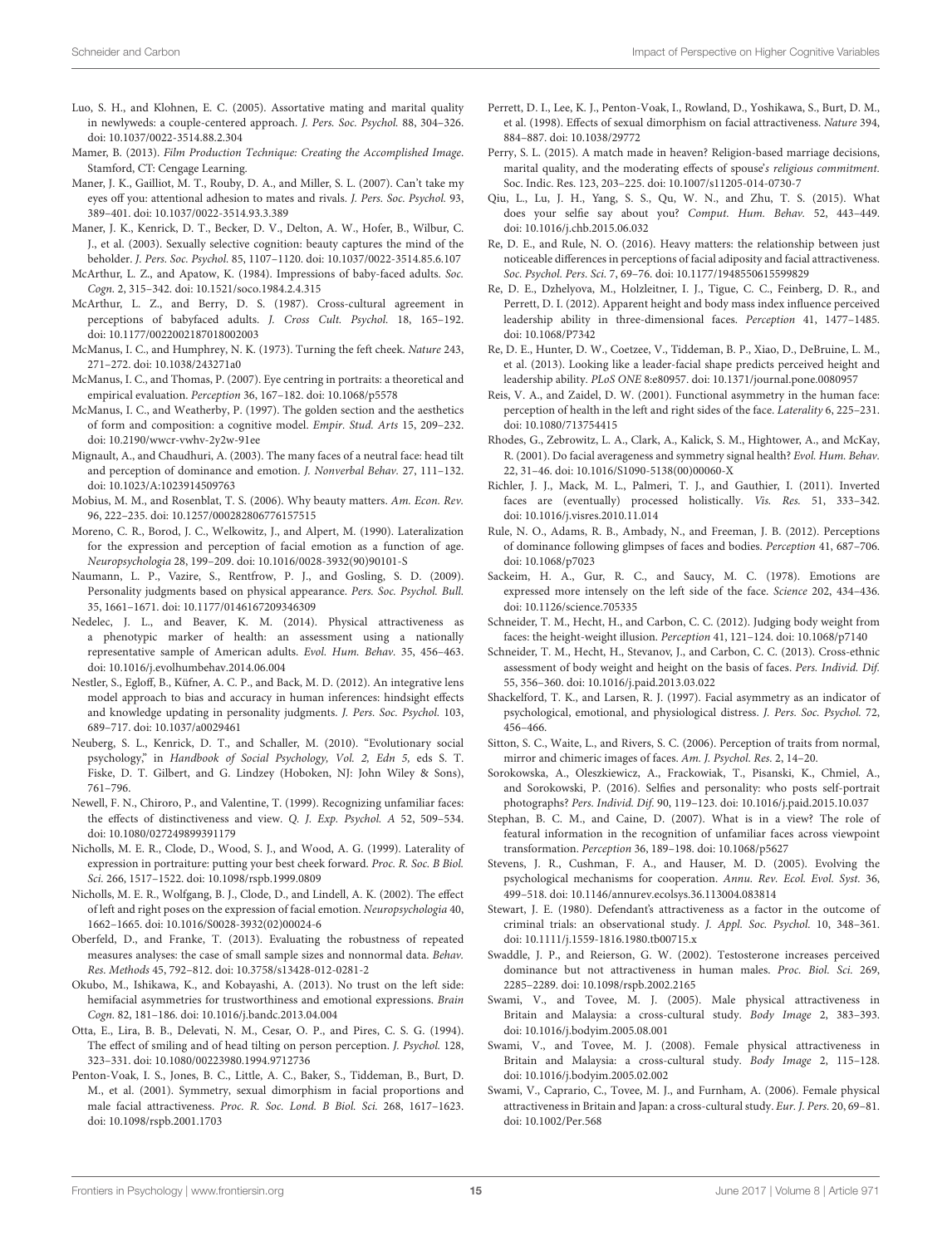Luo, S. H., and Klohnen, E. C. (2005). Assortative mating and marital quality in newlyweds: a couple-centered approach. *J. Pers. Soc. Psychol.* 88, 304–326. doi: 10.1037/0022-3514.88.2.304

Mamer, B. (2013). *Film Production Technique: Creating the Accomplished Image.* Stamford, CT: Cengage Learning.

Maner, J. K., Gailliot, M. T., Rouby, D. A., and Miller, S. L. (2007). Can't take my eyes off you: attentional adhesion to mates and rivals. *J. Pers. Soc. Psychol.* 93, 389–401. doi: 10.1037/0022-3514.93.3.389

Maner, J. K., Kenrick, D. T., Becker, D. V., Delton, A. W., Hofer, B., Wilbur, C. J., et al. (2003). Sexually selective cognition: beauty captures the mind of the beholder. *J. Pers. Soc. Psychol.* 85, 1107–1120. doi: 10.1037/0022-3514.85.6.107

McArthur, L. Z., and Apatow, K. (1984). Impressions of baby-faced adults. *Soc. Cogn.* 2, 315–342. doi: 10.1521/soco.1984.2.4.315

McArthur, L. Z., and Berry, D. S. (1987). Cross-cultural agreement in perceptions of babyfaced adults. *J. Cross Cult. Psychol.* 18, 165–192. doi: 10.1177/0022002187018002003

McManus, I. C., and Humphrey, N. K. (1973). Turning the feft cheek. *Nature* 243, 271–272. doi: 10.1038/243271a0

McManus, I. C., and Thomas, P. (2007). Eye centring in portraits: a theoretical and empirical evaluation. *Perception* 36, 167–182. doi: 10.1068/p5578

McManus, I. C., and Weatherby, P. (1997). The golden section and the aesthetics of form and composition: a cognitive model. *Empir. Stud. Arts* 15, 209–232. doi: 10.2190/wwcr-vwhv-2y2w-91ee

Mignault, A., and Chaudhuri, A. (2003). The many faces of a neutral face: head tilt and perception of dominance and emotion. *J. Nonverbal Behav.* 27, 111–132. doi: 10.1023/A:1023914509763

Mobius, M. M., and Rosenblat, T. S. (2006). Why beauty matters. *Am. Econ. Rev.* 96, 222–235. doi: 10.1257/000282806776157515

Moreno, C. R., Borod, J. C., Welkowitz, J., and Alpert, M. (1990). Lateralization for the expression and perception of facial emotion as a function of age. *Neuropsychologia* 28, 199–209. doi: 10.1016/0028-3932(90)90101-S

Naumann, L. P., Vazire, S., Rentfrow, P. J., and Gosling, S. D. (2009). Personality judgments based on physical appearance. *Pers. Soc. Psychol. Bull.* 35, 1661–1671. doi: 10.1177/0146167209346309

Nedelec, J. L., and Beaver, K. M. (2014). Physical attractiveness as a phenotypic marker of health: an assessment using a nationally representative sample of American adults. *Evol. Hum. Behav.* 35, 456–463. doi: 10.1016/j.evolhumbehav.2014.06.004

Nestler, S., Egloff, B., Küfner, A. C. P., and Back, M. D. (2012). An integrative lens model approach to bias and accuracy in human inferences: hindsight effects and knowledge updating in personality judgments. *J. Pers. Soc. Psychol.* 103, 689–717. doi: 10.1037/a0029461

Neuberg, S. L., Kenrick, D. T., and Schaller, M. (2010). "Evolutionary social psychology," in *Handbook of Social Psychology, Vol. 2, Edn 5,* eds S. T. Fiske, D. T. Gilbert, and G. Lindzey (Hoboken, NJ: John Wiley & Sons), 761–796.

Newell, F. N., Chiroro, P., and Valentine, T. (1999). Recognizing unfamiliar faces: the effects of distinctiveness and view. *Q. J. Exp. Psychol. A* 52, 509–534. doi: 10.1080/027249899391179

Nicholls, M. E. R., Clode, D., Wood, S. J., and Wood, A. G. (1999). Laterality of expression in portraiture: putting your best cheek forward. *Proc. R. Soc. B Biol. Sci.* 266, 1517–1522. doi: 10.1098/rspb.1999.0809

Nicholls, M. E. R., Wolfgang, B. J., Clode, D., and Lindell, A. K. (2002). The effect of left and right poses on the expression of facial emotion. *Neuropsychologia* 40, 1662–1665. doi: 10.1016/S0028-3932(02)00024-6

Oberfeld, D., and Franke, T. (2013). Evaluating the robustness of repeated measures analyses: the case of small sample sizes and nonnormal data. *Behav. Res. Methods* 45, 792–812. doi: 10.3758/s13428-012-0281-2

Okubo, M., Ishikawa, K., and Kobayashi, A. (2013). No trust on the left side: hemifacial asymmetries for trustworthiness and emotional expressions. *Brain Cogn.* 82, 181–186. doi: 10.1016/j.bandc.2013.04.004

Otta, E., Lira, B. B., Delevati, N. M., Cesar, O. P., and Pires, C. S. G. (1994). The effect of smiling and of head tilting on person perception. *J. Psychol.* 128, 323–331. doi: 10.1080/00223980.1994.9712736

Penton-Voak, I. S., Jones, B. C., Little, A. C., Baker, S., Tiddeman, B., Burt, D. M., et al. (2001). Symmetry, sexual dimorphism in facial proportions and male facial attractiveness. *Proc. R. Soc. Lond. B Biol. Sci.* 268, 1617–1623. doi: 10.1098/rspb.2001.1703

Perrett, D. I., Lee, K. J., Penton-Voak, I., Rowland, D., Yoshikawa, S., Burt, D. M., et al. (1998). Effects of sexual dimorphism on facial attractiveness. *Nature* 394, 884–887. doi: 10.1038/29772

Perry, S. L. (2015). A match made in heaven? Religion-based marriage decisions, marital quality, and the moderating effects of spouse's *religious commitment.* Soc. Indic. Res. 123, 203–225. doi: 10.1007/s11205-014-0730-7

Qiu, L., Lu, J. H., Yang, S. S., Qu, W. N., and Zhu, T. S. (2015). What does your selfie say about you? *Comput. Hum. Behav.* 52, 443–449. doi: 10.1016/j.chb.2015.06.032

Re, D. E., and Rule, N. O. (2016). Heavy matters: the relationship between just noticeable differences in perceptions of facial adiposity and facial attractiveness. *Soc. Psychol. Pers. Sci.* 7, 69–76. doi: 10.1177/1948550615599829

Re, D. E., Dzhelyova, M., Holzleitner, I. J., Tigue, C. C., Feinberg, D. R., and Perrett, D. I. (2012). Apparent height and body mass index influence perceived leadership ability in three-dimensional faces. *Perception* 41, 1477–1485. doi: 10.1068/P7342

Re, D. E., Hunter, D. W., Coetzee, V., Tiddeman, B. P., Xiao, D., DeBruine, L. M., et al. (2013). Looking like a leader-facial shape predicts perceived height and leadership ability. *PLoS ONE* 8:e80957. doi: 10.1371/journal.pone.0080957

Reis, V. A., and Zaidel, D. W. (2001). Functional asymmetry in the human face: perception of health in the left and right sides of the face. *Laterality* 6, 225–231. doi: 10.1080/713754415

Rhodes, G., Zebrowitz, L. A., Clark, A., Kalick, S. M., Hightower, A., and McKay, R. (2001). Do facial averageness and symmetry signal health? *Evol. Hum. Behav.* 22, 31–46. doi: 10.1016/S1090-5138(00)00060-X

Richler, J. J., Mack, M. L., Palmeri, T. J., and Gauthier, I. (2011). Inverted faces are (eventually) processed holistically. *Vis. Res.* 51, 333–342. doi: 10.1016/j.visres.2010.11.014

Rule, N. O., Adams, R. B., Ambady, N., and Freeman, J. B. (2012). Perceptions of dominance following glimpses of faces and bodies. *Perception* 41, 687–706. doi: 10.1068/p7023

Sackeim, H. A., Gur, R. C., and Saucy, M. C. (1978). Emotions are expressed more intensely on the left side of the face. *Science* 202, 434–436. doi: 10.1126/science.705335

Schneider, T. M., Hecht, H., and Carbon, C. C. (2012). Judging body weight from faces: the height-weight illusion. *Perception* 41, 121–124. doi: 10.1068/p7140

Schneider, T. M., Hecht, H., Stevanov, J., and Carbon, C. C. (2013). Cross-ethnic assessment of body weight and height on the basis of faces. *Pers. Individ. Dif.* 55, 356–360. doi: 10.1016/j.paid.2013.03.022

Shackelford, T. K., and Larsen, R. J. (1997). Facial asymmetry as an indicator of psychological, emotional, and physiological distress. *J. Pers. Soc. Psychol.* 72, 456–466.

Sitton, S. C., Waite, L., and Rivers, S. C. (2006). Perception of traits from normal, mirror and chimeric images of faces. *Am. J. Psychol. Res.* 2, 14–20.

Sorokowska, A., Oleszkiewicz, A., Frackowiak, T., Pisanski, K., Chmiel, A., and Sorokowski, P. (2016). Selfies and personality: who posts self-portrait photographs? *Pers. Individ. Dif.* 90, 119–123. doi: 10.1016/j.paid.2015.10.037

Stephan, B. C. M., and Caine, D. (2007). What is in a view? The role of featural information in the recognition of unfamiliar faces across viewpoint transformation. *Perception* 36, 189–198. doi: 10.1068/p5627

Stevens, J. R., Cushman, F. A., and Hauser, M. D. (2005). Evolving the psychological mechanisms for cooperation. *Annu. Rev. Ecol. Evol. Syst.* 36, 499–518. doi: 10.1146/annurev.ecolsys.36.113004.083814

Stewart, J. E. (1980). Defendant's attractiveness as a factor in the outcome of criminal trials: an observational study. *J. Appl. Soc. Psychol.* 10, 348–361. doi: 10.1111/j.1559-1816.1980.tb00715.x

Swaddle, J. P., and Reierson, G. W. (2002). Testosterone increases perceived dominance but not attractiveness in human males. *Proc. Biol. Sci.* 269, 2285–2289. doi: 10.1098/rspb.2002.2165

Swami, V., and Tovee, M. J. (2005). Male physical attractiveness in Britain and Malaysia: a cross-cultural study. *Body Image* 2, 383–393. doi: 10.1016/j.bodyim.2005.08.001

Swami, V., and Tovee, M. J. (2008). Female physical attractiveness in Britain and Malaysia: a cross-cultural study. *Body Image* 2, 115–128. doi: 10.1016/j.bodyim.2005.02.002

Swami, V., Caprario, C., Tovee, M. J., and Furnham, A. (2006). Female physical attractiveness in Britain and Japan: a cross-cultural study. *Eur. J. Pers.* 20, 69–81. doi: 10.1002/Per.568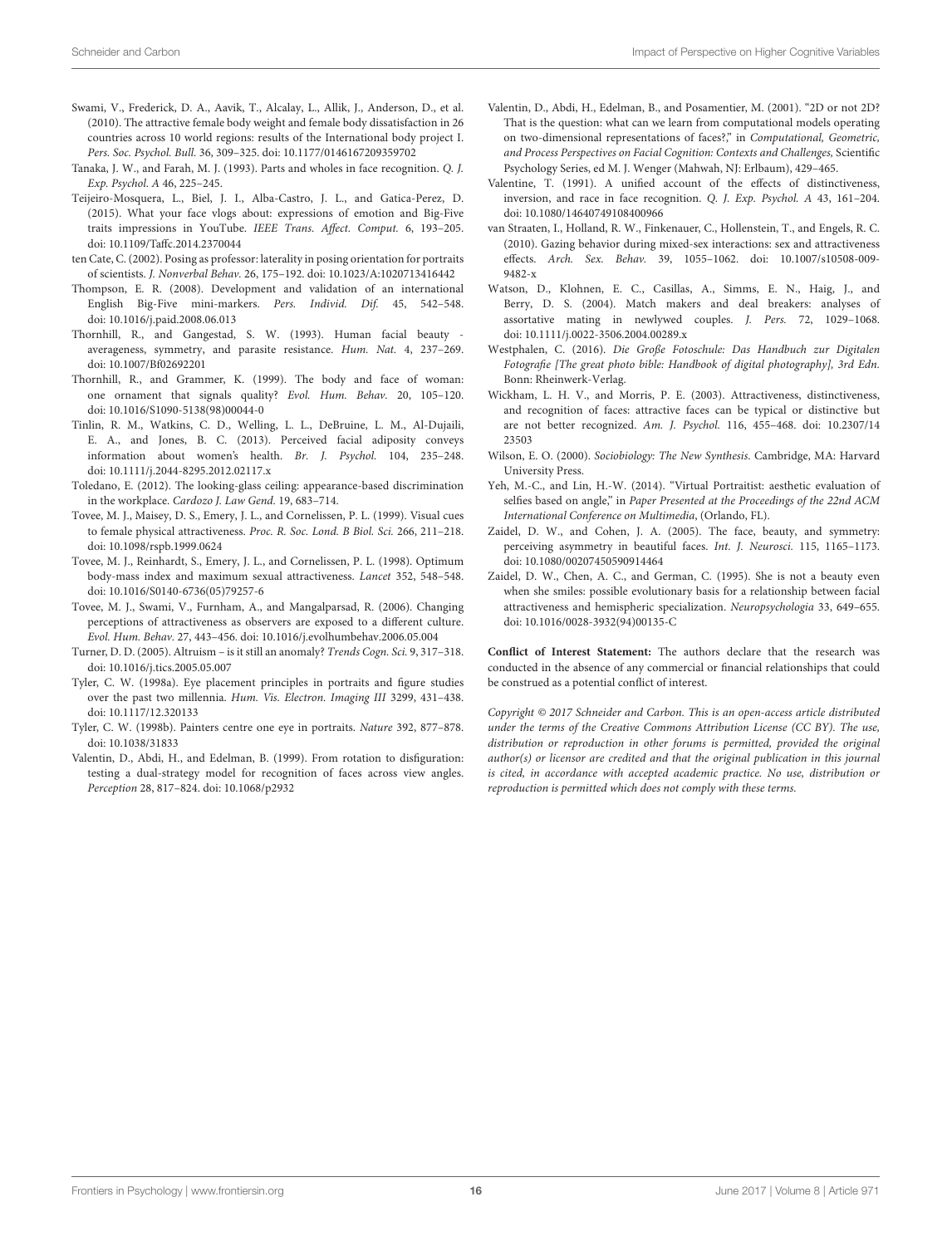Swami, V., Frederick, D. A., Aavik, T., Alcalay, L., Allik, J., Anderson, D., et al. (2010). The attractive female body weight and female body dissatisfaction in 26 countries across 10 world regions: results of the International body project I. *Pers. Soc. Psychol. Bull.* 36, 309–325. doi: 10.1177/0146167209359702

Tanaka, J. W., and Farah, M. J. (1993). Parts and wholes in face recognition. *Q. J. Exp. Psychol. A* 46, 225–245.

Teijeiro-Mosquera, L., Biel, J. I., Alba-Castro, J. L., and Gatica-Perez, D. (2015). What your face vlogs about: expressions of emotion and Big-Five traits impressions in YouTube. *IEEE Trans. Affect. Comput.* 6, 193–205. doi: 10.1109/Taffc.2014.2370044

ten Cate, C. (2002). Posing as professor: laterality in posing orientation for portraits of scientists. *J. Nonverbal Behav.* 26, 175–192. doi: 10.1023/A:1020713416442

Thompson, E. R. (2008). Development and validation of an international English Big-Five mini-markers. *Pers. Individ. Dif.* 45, 542–548. doi: 10.1016/j.paid.2008.06.013

Thornhill, R., and Gangestad, S. W. (1993). Human facial beauty - averageness, symmetry, and parasite resistance. *Hum. Nat.* 4, 237–269. doi: 10.1007/Bf02692201

Thornhill, R., and Grammer, K. (1999). The body and face of woman: one ornament that signals quality? *Evol. Hum. Behav.* 20, 105–120. doi: 10.1016/S1090-5138(98)00044-0

Tinlin, R. M., Watkins, C. D., Welling, L. L., DeBruine, L. M., Al-Dujaili, E. A., and Jones, B. C. (2013). Perceived facial adiposity conveys information about women's health. *Br. J. Psychol.* 104, 235–248. doi: 10.1111/j.2044-8295.2012.02117.x

Toledano, E. (2012). The looking-glass ceiling: appearance-based discrimination in the workplace. *Cardozo J. Law Gend.* 19, 683–714.

Tovee, M. J., Maisey, D. S., Emery, J. L., and Cornelissen, P. L. (1999). Visual cues to female physical attractiveness. *Proc. R. Soc. Lond. B Biol. Sci.* 266, 211–218. doi: 10.1098/rspb.1999.0624

Tovee, M. J., Reinhardt, S., Emery, J. L., and Cornelissen, P. L. (1998). Optimum body-mass index and maximum sexual attractiveness. *Lancet* 352, 548–548. doi: 10.1016/S0140-6736(05)79257-6

Tovee, M. J., Swami, V., Furnham, A., and Mangalparsad, R. (2006). Changing perceptions of attractiveness as observers are exposed to a different culture. *Evol. Hum. Behav.* 27, 443–456. doi: 10.1016/j.evolhumbehav.2006.05.004

Turner, D. D. (2005). Altruism – is it still an anomaly? *Trends Cogn. Sci.* 9, 317–318. doi: 10.1016/j.tics.2005.05.007

Tyler, C. W. (1998a). Eye placement principles in portraits and figure studies over the past two millennia. *Hum. Vis. Electron. Imaging III* 3299, 431–438. doi: 10.1117/12.320133

Tyler, C. W. (1998b). Painters centre one eye in portraits. *Nature* 392, 877–878. doi: 10.1038/31833

Valentin, D., Abdi, H., and Edelman, B. (1999). From rotation to disfiguration: testing a dual-strategy model for recognition of faces across view angles. *Perception* 28, 817–824. doi: 10.1068/p2932

Valentin, D., Abdi, H., Edelman, B., and Posamentier, M. (2001). "2D or not 2D? That is the question: what can we learn from computational models operating on two-dimensional representations of faces?," in *Computational, Geometric, and Process Perspectives on Facial Cognition: Contexts and Challenges,* Scientific Psychology Series, ed M. J. Wenger (Mahwah, NJ: Erlbaum), 429–465.

Valentine, T. (1991). A unified account of the effects of distinctiveness, inversion, and race in face recognition. *Q. J. Exp. Psychol. A* 43, 161–204. doi: 10.1080/14640749108400966

van Straaten, I., Holland, R. W., Finkenauer, C., Hollenstein, T., and Engels, R. C. (2010). Gazing behavior during mixed-sex interactions: sex and attractiveness effects. *Arch. Sex. Behav.* 39, 1055–1062. doi: 10.1007/s10508-009-9482-x

Watson, D., Klohnen, E. C., Casillas, A., Simms, E. N., Haig, J., and Berry, D. S. (2004). Match makers and deal breakers: analyses of assortative mating in newlywed couples. *J. Pers.* 72, 1029–1068. doi: 10.1111/j.0022-3506.2004.00289.x

Westphalen, C. (2016). *Die Große Fotoschule: Das Handbuch zur Digitalen Fotografie [The great photo bible: Handbook of digital photography], 3rd Edn.* Bonn: Rheinwerk-Verlag.

Wickham, L. H. V., and Morris, P. E. (2003). Attractiveness, distinctiveness, and recognition of faces: attractive faces can be typical or distinctive but are not better recognized. *Am. J. Psychol.* 116, 455–468. doi: 10.2307/1423503

Wilson, E. O. (2000). *Sociobiology: The New Synthesis*. Cambridge, MA: Harvard University Press.

Yeh, M.-C., and Lin, H.-W. (2014). "Virtual Portraitist: aesthetic evaluation of selfies based on angle," in *Paper Presented at the Proceedings of the 22nd ACM International Conference on Multimedia*, (Orlando, FL).

Zaidel, D. W., and Cohen, J. A. (2005). The face, beauty, and symmetry: perceiving asymmetry in beautiful faces. *Int. J. Neurosci.* 115, 1165–1173. doi: 10.1080/00207450590914464

Zaidel, D. W., Chen, A. C., and German, C. (1995). She is not a beauty even when she smiles: possible evolutionary basis for a relationship between facial attractiveness and hemispheric specialization. *Neuropsychologia* 33, 649–655. doi: 10.1016/0028-3932(94)00135-C

**Conflict of Interest Statement:** The authors declare that the research was conducted in the absence of any commercial or financial relationships that could be construed as a potential conflict of interest.

*Copyright © 2017 Schneider and Carbon. This is an open-access article distributed under the terms of the Creative Commons Attribution License (CC BY). The use, distribution or reproduction in other forums is permitted, provided the original author(s) or licensor are credited and that the original publication in this journal is cited, in accordance with accepted academic practice. No use, distribution or reproduction is permitted which does not comply with these terms.*